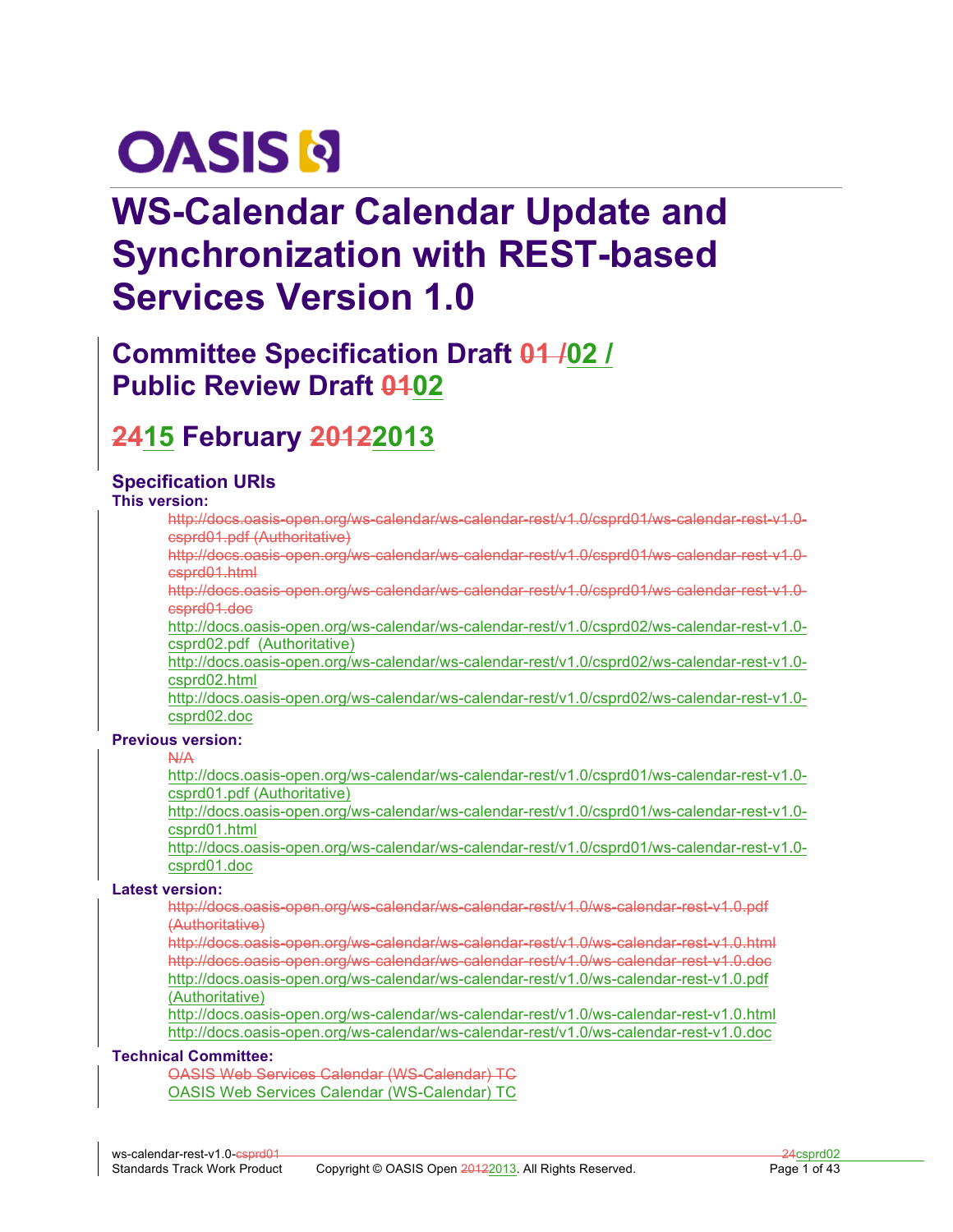# WS-Calendar Calendar Update and Synchronization with REST-based Services Version 1.0

## Committee Specification Draft ~~01~~ /02 / Public Review Draft ~~01~~02

## ~~24~~15 February ~~2012~~2013

### Specification URIs

**This version:**

~~http://docs.oasis-open.org/ws-calendar/ws-calendar-rest/v1.0/csprd01/ws-calendar-rest-v1.0-csprd01.pdf (Authoritative)~~
~~http://docs.oasis-open.org/ws-calendar/ws-calendar-rest/v1.0/csprd01/ws-calendar-rest-v1.0-csprd01.html~~
~~http://docs.oasis-open.org/ws-calendar/ws-calendar-rest/v1.0/csprd01/ws-calendar-rest-v1.0-csprd01.doc~~
http://docs.oasis-open.org/ws-calendar/ws-calendar-rest/v1.0/csprd02/ws-calendar-rest-v1.0-csprd02.pdf (Authoritative)
http://docs.oasis-open.org/ws-calendar/ws-calendar-rest/v1.0/csprd02/ws-calendar-rest-v1.0-csprd02.html
http://docs.oasis-open.org/ws-calendar/ws-calendar-rest/v1.0/csprd02/ws-calendar-rest-v1.0-csprd02.doc

**Previous version:**

~~N/A~~
http://docs.oasis-open.org/ws-calendar/ws-calendar-rest/v1.0/csprd01/ws-calendar-rest-v1.0-csprd01.pdf (Authoritative)
http://docs.oasis-open.org/ws-calendar/ws-calendar-rest/v1.0/csprd01/ws-calendar-rest-v1.0-csprd01.html
http://docs.oasis-open.org/ws-calendar/ws-calendar-rest/v1.0/csprd01/ws-calendar-rest-v1.0-csprd01.doc

**Latest version:**

~~http://docs.oasis-open.org/ws-calendar/ws-calendar-rest/v1.0/ws-calendar-rest-v1.0.pdf (Authoritative)~~
~~http://docs.oasis-open.org/ws-calendar/ws-calendar-rest/v1.0/ws-calendar-rest-v1.0.html~~
~~http://docs.oasis-open.org/ws-calendar/ws-calendar-rest/v1.0/ws-calendar-rest-v1.0.doc~~
http://docs.oasis-open.org/ws-calendar/ws-calendar-rest/v1.0/ws-calendar-rest-v1.0.pdf (Authoritative)
http://docs.oasis-open.org/ws-calendar/ws-calendar-rest/v1.0/ws-calendar-rest-v1.0.html
http://docs.oasis-open.org/ws-calendar/ws-calendar-rest/v1.0/ws-calendar-rest-v1.0.doc

**Technical Committee:**

~~OASIS Web Services Calendar (WS-Calendar) TC~~
OASIS Web Services Calendar (WS-Calendar) TC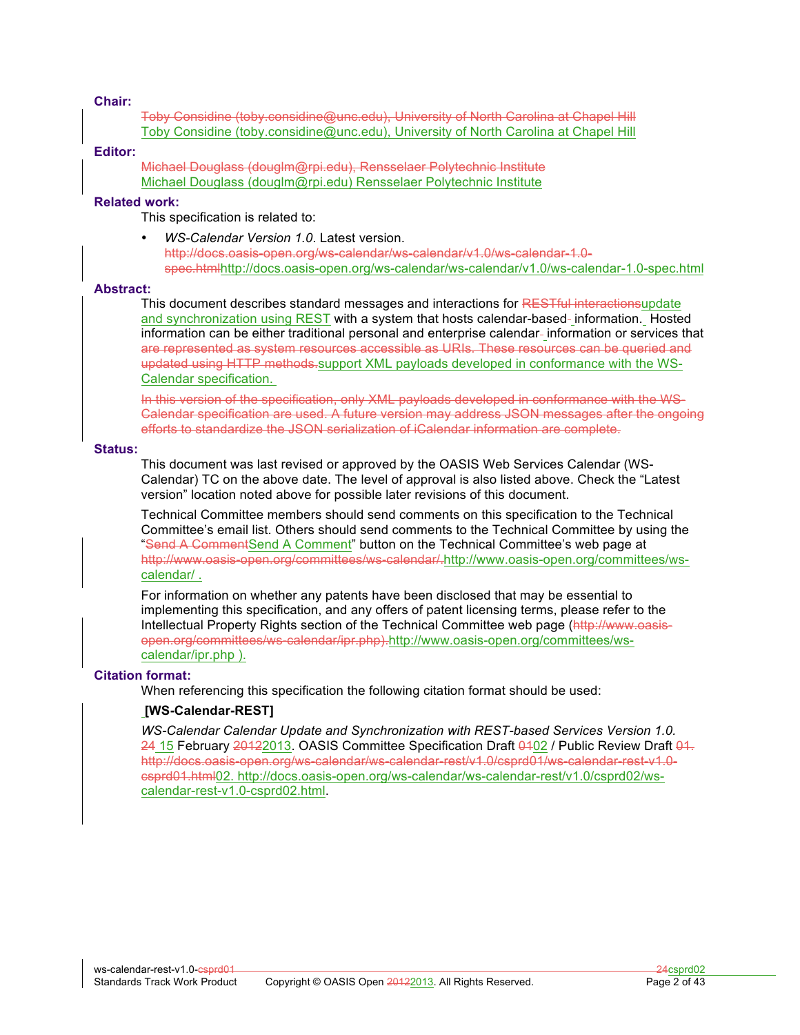**Chair:**

~~Toby Considine (toby.considine@unc.edu), University of North Carolina at Chapel Hill~~
Toby Considine (toby.considine@unc.edu), University of North Carolina at Chapel Hill

**Editor:**

~~Michael Douglass (douglm@rpi.edu), Rensselaer Polytechnic Institute~~
Michael Douglass (douglm@rpi.edu) Rensselaer Polytechnic Institute

**Related work:**

This specification is related to:

- *WS-Calendar Version 1.0*. Latest version. ~~http://docs.oasis-open.org/ws-calendar/ws-calendar/v1.0/ws-calendar-1.0-spec.html~~http://docs.oasis-open.org/ws-calendar/ws-calendar/v1.0/ws-calendar-1.0-spec.html

**Abstract:**

This document describes standard messages and interactions for ~~RESTful interactions~~update and synchronization using REST with a system that hosts calendar-based~~-~~ information. Hosted information can be either traditional personal and enterprise calendar~~-~~ information or services that ~~are represented as system resources accessible as URIs. These resources can be queried and updated using HTTP methods.~~support XML payloads developed in conformance with the WS-Calendar specification.

~~In this version of the specification, only XML payloads developed in conformance with the WS-Calendar specification are used. A future version may address JSON messages after the ongoing efforts to standardize the JSON serialization of iCalendar information are complete.~~

**Status:**

This document was last revised or approved by the OASIS Web Services Calendar (WS-Calendar) TC on the above date. The level of approval is also listed above. Check the "Latest version" location noted above for possible later revisions of this document.

Technical Committee members should send comments on this specification to the Technical Committee's email list. Others should send comments to the Technical Committee by using the "~~Send A Comment~~Send A Comment" button on the Technical Committee's web page at ~~http://www.oasis-open.org/committees/ws-calendar/.~~http://www.oasis-open.org/committees/ws-calendar/ .

For information on whether any patents have been disclosed that may be essential to implementing this specification, and any offers of patent licensing terms, please refer to the Intellectual Property Rights section of the Technical Committee web page (~~http://www.oasis-open.org/committees/ws-calendar/ipr.php).~~http://www.oasis-open.org/committees/ws-calendar/ipr.php ).

**Citation format:**

When referencing this specification the following citation format should be used:

**[WS-Calendar-REST]**

*WS-Calendar Calendar Update and Synchronization with REST-based Services Version 1.0.* ~~24~~ 15 February ~~2012~~2013. OASIS Committee Specification Draft ~~01~~02 / Public Review Draft ~~01. http://docs.oasis-open.org/ws-calendar/ws-calendar-rest/v1.0/csprd01/ws-calendar-rest-v1.0-csprd01.html~~02. http://docs.oasis-open.org/ws-calendar/ws-calendar-rest/v1.0/csprd02/ws-calendar-rest-v1.0-csprd02.html.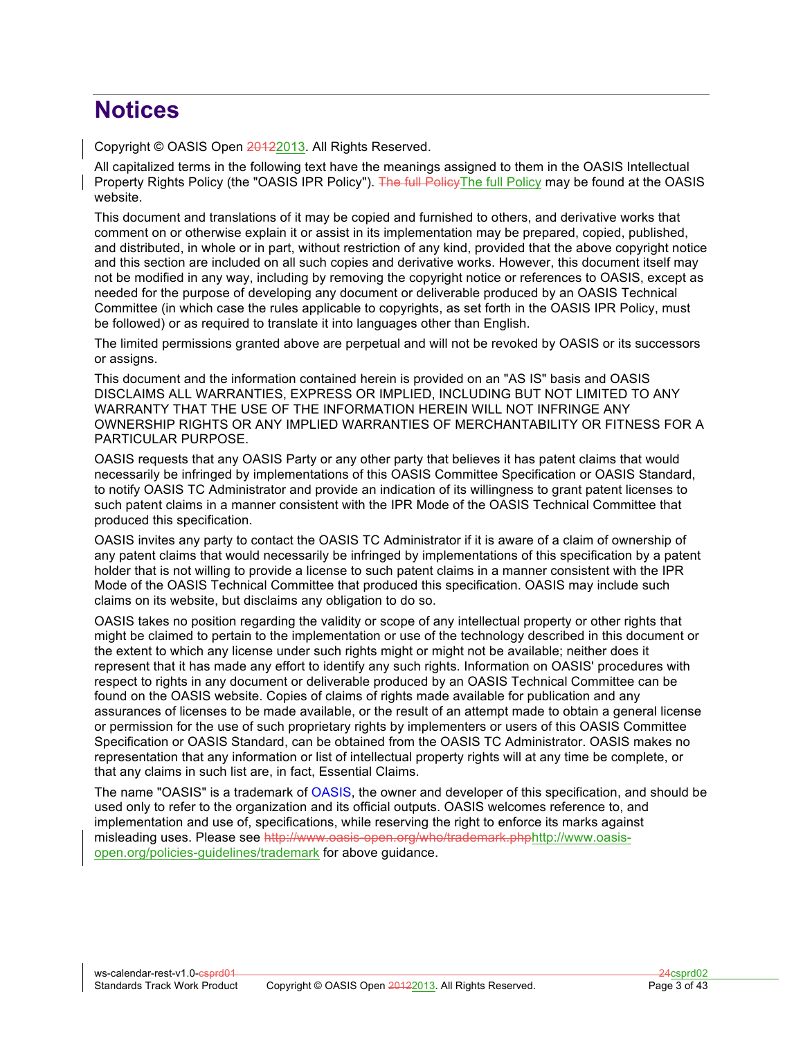# Notices

Copyright © OASIS Open ~~2012~~2013. All Rights Reserved.

All capitalized terms in the following text have the meanings assigned to them in the OASIS Intellectual Property Rights Policy (the "OASIS IPR Policy"). ~~The full Policy~~The full Policy may be found at the OASIS website.

This document and translations of it may be copied and furnished to others, and derivative works that comment on or otherwise explain it or assist in its implementation may be prepared, copied, published, and distributed, in whole or in part, without restriction of any kind, provided that the above copyright notice and this section are included on all such copies and derivative works. However, this document itself may not be modified in any way, including by removing the copyright notice or references to OASIS, except as needed for the purpose of developing any document or deliverable produced by an OASIS Technical Committee (in which case the rules applicable to copyrights, as set forth in the OASIS IPR Policy, must be followed) or as required to translate it into languages other than English.

The limited permissions granted above are perpetual and will not be revoked by OASIS or its successors or assigns.

This document and the information contained herein is provided on an "AS IS" basis and OASIS DISCLAIMS ALL WARRANTIES, EXPRESS OR IMPLIED, INCLUDING BUT NOT LIMITED TO ANY WARRANTY THAT THE USE OF THE INFORMATION HEREIN WILL NOT INFRINGE ANY OWNERSHIP RIGHTS OR ANY IMPLIED WARRANTIES OF MERCHANTABILITY OR FITNESS FOR A PARTICULAR PURPOSE.

OASIS requests that any OASIS Party or any other party that believes it has patent claims that would necessarily be infringed by implementations of this OASIS Committee Specification or OASIS Standard, to notify OASIS TC Administrator and provide an indication of its willingness to grant patent licenses to such patent claims in a manner consistent with the IPR Mode of the OASIS Technical Committee that produced this specification.

OASIS invites any party to contact the OASIS TC Administrator if it is aware of a claim of ownership of any patent claims that would necessarily be infringed by implementations of this specification by a patent holder that is not willing to provide a license to such patent claims in a manner consistent with the IPR Mode of the OASIS Technical Committee that produced this specification. OASIS may include such claims on its website, but disclaims any obligation to do so.

OASIS takes no position regarding the validity or scope of any intellectual property or other rights that might be claimed to pertain to the implementation or use of the technology described in this document or the extent to which any license under such rights might or might not be available; neither does it represent that it has made any effort to identify any such rights. Information on OASIS' procedures with respect to rights in any document or deliverable produced by an OASIS Technical Committee can be found on the OASIS website. Copies of claims of rights made available for publication and any assurances of licenses to be made available, or the result of an attempt made to obtain a general license or permission for the use of such proprietary rights by implementers or users of this OASIS Committee Specification or OASIS Standard, can be obtained from the OASIS TC Administrator. OASIS makes no representation that any information or list of intellectual property rights will at any time be complete, or that any claims in such list are, in fact, Essential Claims.

The name "OASIS" is a trademark of OASIS, the owner and developer of this specification, and should be used only to refer to the organization and its official outputs. OASIS welcomes reference to, and implementation and use of, specifications, while reserving the right to enforce its marks against misleading uses. Please see ~~http://www.oasis-open.org/who/trademark.php~~http://www.oasis-open.org/policies-guidelines/trademark for above guidance.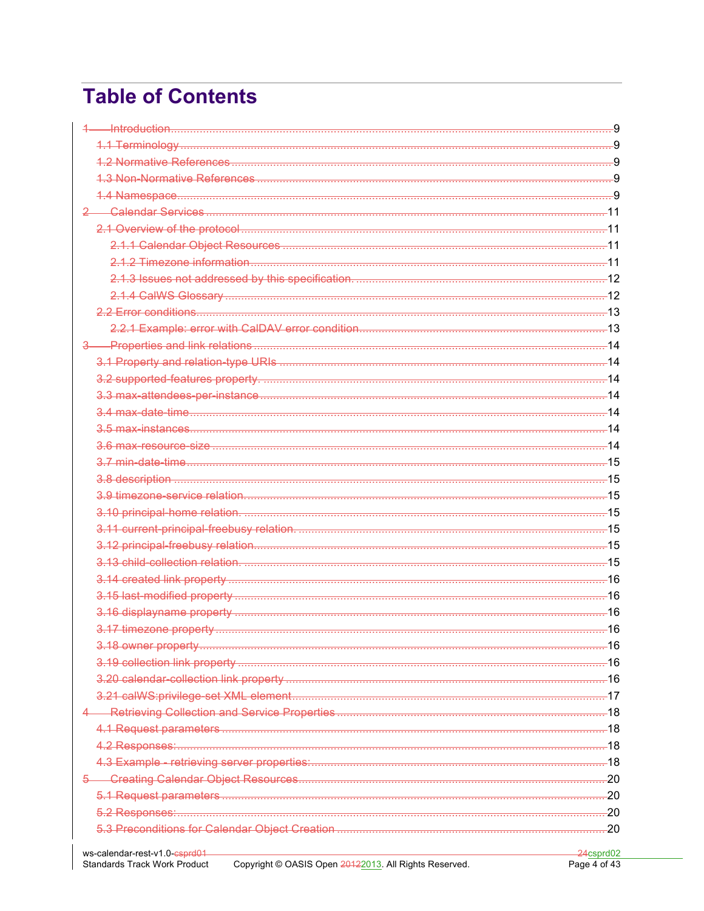# Table of Contents

- 1 Introduction ... 9
  - 1.1 Terminology ... 9
  - 1.2 Normative References ... 9
  - 1.3 Non-Normative References ... 9
  - 1.4 Namespace ... 9
- 2 Calendar Services ... 11
  - 2.1 Overview of the protocol ... 11
    - 2.1.1 Calendar Object Resources ... 11
    - 2.1.2 Timezone information ... 11
    - 2.1.3 Issues not addressed by this specification. ... 12
    - 2.1.4 CalWS Glossary ... 12
  - 2.2 Error conditions ... 13
    - 2.2.1 Example: error with CalDAV error condition ... 13
- 3 Properties and link relations ... 14
  - 3.1 Property and relation-type URIs ... 14
  - 3.2 supported-features property. ... 14
  - 3.3 max-attendees-per-instance ... 14
  - 3.4 max-date-time ... 14
  - 3.5 max-instances ... 14
  - 3.6 max-resource-size ... 14
  - 3.7 min-date-time ... 15
  - 3.8 description ... 15
  - 3.9 timezone-service relation. ... 15
  - 3.10 principal-home relation. ... 15
  - 3.11 current-principal-freebusy relation. ... 15
  - 3.12 principal-freebusy relation. ... 15
  - 3.13 child-collection relation. ... 15
  - 3.14 created link property ... 16
  - 3.15 last-modified property ... 16
  - 3.16 displayname property ... 16
  - 3.17 timezone property ... 16
  - 3.18 owner property ... 16
  - 3.19 collection link property ... 16
  - 3.20 calendar-collection link property ... 16
  - 3.21 calWS:privilege-set XML element ... 17
- 4 Retrieving Collection and Service Properties ... 18
  - 4.1 Request parameters ... 18
  - 4.2 Responses: ... 18
  - 4.3 Example - retrieving server properties: ... 18
- 5 Creating Calendar Object Resources ... 20
  - 5.1 Request parameters ... 20
  - 5.2 Responses: ... 20
  - 5.3 Preconditions for Calendar Object Creation ... 20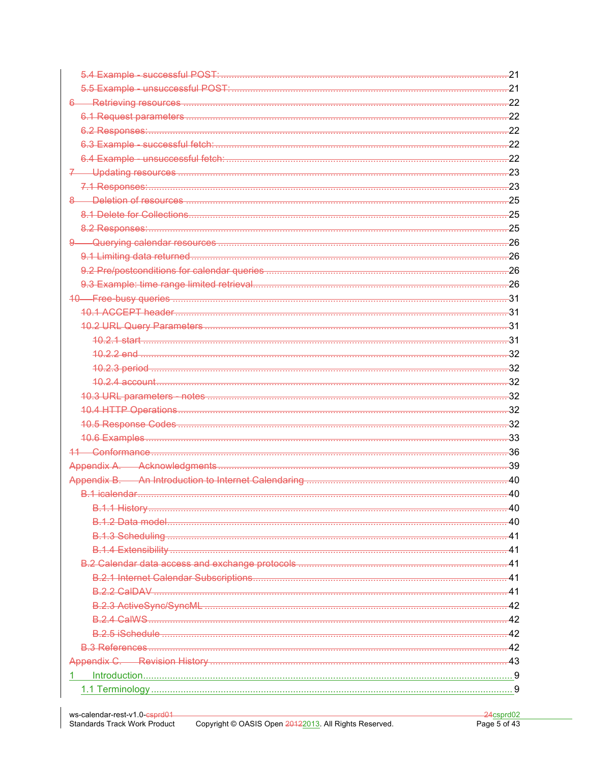5.4 Example - successful POST: ........................................................................ 21
5.5 Example - unsuccessful POST: ........................................................................ 21
6 Retrieving resources ........................................................................ 22
6.1 Request parameters ........................................................................ 22
6.2 Responses: ........................................................................ 22
6.3 Example - successful fetch: ........................................................................ 22
6.4 Example - unsuccessful fetch: ........................................................................ 22
7 Updating resources ........................................................................ 23
7.1 Responses: ........................................................................ 23
8 Deletion of resources ........................................................................ 25
8.1 Delete for Collections ........................................................................ 25
8.2 Responses: ........................................................................ 25
9 Querying calendar resources ........................................................................ 26
9.1 Limiting data returned ........................................................................ 26
9.2 Pre/postconditions for calendar queries ........................................................................ 26
9.3 Example: time range limited retrieval ........................................................................ 26
10 Free-busy queries ........................................................................ 31
10.1 ACCEPT header ........................................................................ 31
10.2 URL Query Parameters ........................................................................ 31
10.2.1 start ........................................................................ 31
10.2.2 end ........................................................................ 32
10.2.3 period ........................................................................ 32
10.2.4 account ........................................................................ 32
10.3 URL parameters - notes ........................................................................ 32
10.4 HTTP Operations ........................................................................ 32
10.5 Response Codes ........................................................................ 32
10.6 Examples ........................................................................ 33
11 Conformance ........................................................................ 36
Appendix A. Acknowledgments ........................................................................ 39
Appendix B. An Introduction to Internet Calendaring ........................................................................ 40
B.1 icalendar ........................................................................ 40
B.1.1 History ........................................................................ 40
B.1.2 Data model ........................................................................ 40
B.1.3 Scheduling ........................................................................ 41
B.1.4 Extensibility ........................................................................ 41
B.2 Calendar data access and exchange protocols ........................................................................ 41
B.2.1 Internet Calendar Subscriptions ........................................................................ 41
B.2.2 CalDAV ........................................................................ 41
B.2.3 ActiveSync/SyncML ........................................................................ 42
B.2.4 CalWS ........................................................................ 42
B.2.5 iSchedule ........................................................................ 42
B.3 References ........................................................................ 42
Appendix C. Revision History ........................................................................ 43
1 Introduction ........................................................................ 9
1.1 Terminology ........................................................................ 9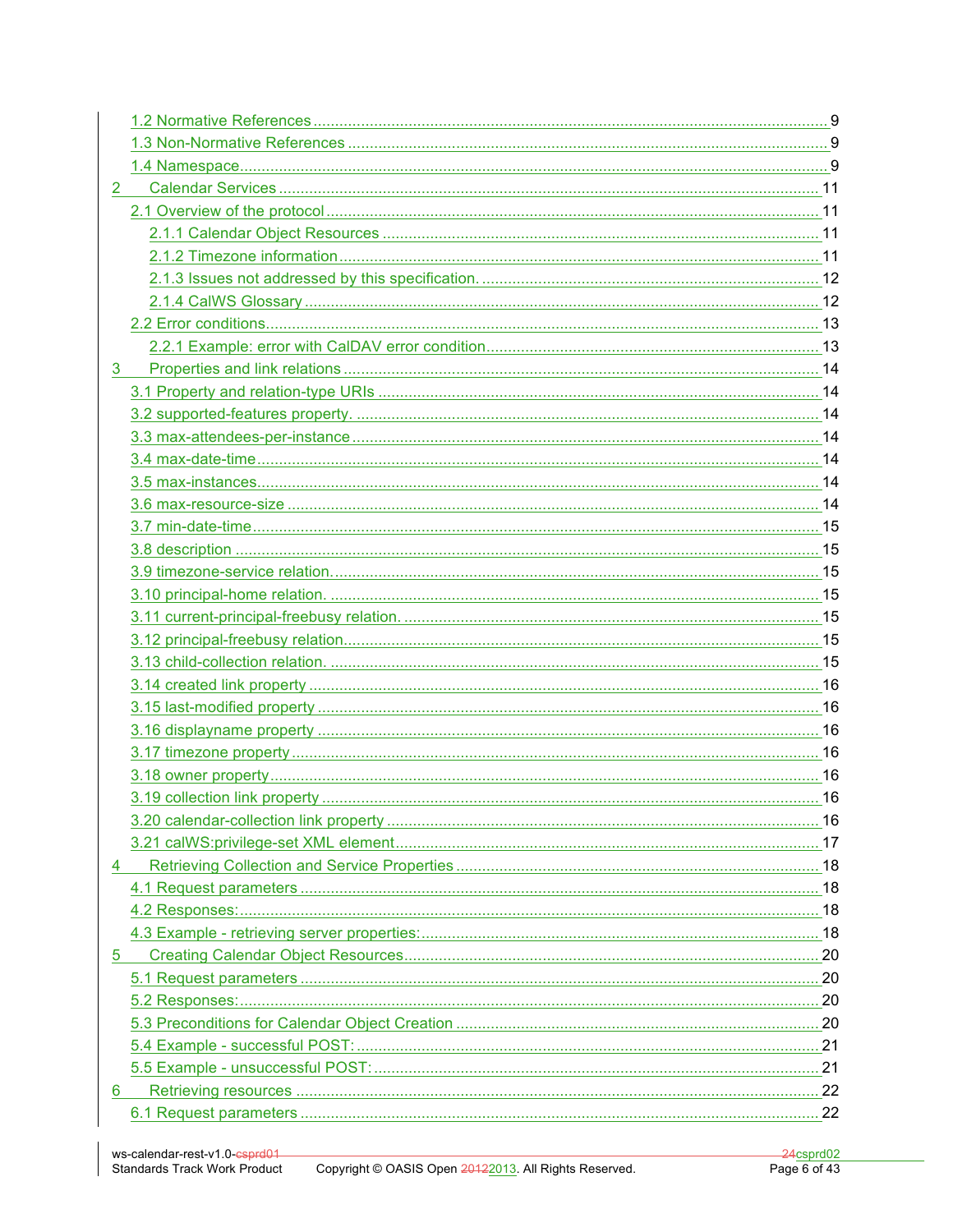- 1.2 Normative References ........ 9
- 1.3 Non-Normative References ........ 9
- 1.4 Namespace ........ 9
- 2 Calendar Services ........ 11
  - 2.1 Overview of the protocol ........ 11
    - 2.1.1 Calendar Object Resources ........ 11
    - 2.1.2 Timezone information ........ 11
    - 2.1.3 Issues not addressed by this specification. ........ 12
    - 2.1.4 CalWS Glossary ........ 12
  - 2.2 Error conditions ........ 13
    - 2.2.1 Example: error with CalDAV error condition ........ 13
- 3 Properties and link relations ........ 14
  - 3.1 Property and relation-type URIs ........ 14
  - 3.2 supported-features property. ........ 14
  - 3.3 max-attendees-per-instance ........ 14
  - 3.4 max-date-time ........ 14
  - 3.5 max-instances ........ 14
  - 3.6 max-resource-size ........ 14
  - 3.7 min-date-time ........ 15
  - 3.8 description ........ 15
  - 3.9 timezone-service relation. ........ 15
  - 3.10 principal-home relation. ........ 15
  - 3.11 current-principal-freebusy relation. ........ 15
  - 3.12 principal-freebusy relation ........ 15
  - 3.13 child-collection relation. ........ 15
  - 3.14 created link property ........ 16
  - 3.15 last-modified property ........ 16
  - 3.16 displayname property ........ 16
  - 3.17 timezone property ........ 16
  - 3.18 owner property ........ 16
  - 3.19 collection link property ........ 16
  - 3.20 calendar-collection link property ........ 16
  - 3.21 calWS:privilege-set XML element ........ 17
- 4 Retrieving Collection and Service Properties ........ 18
  - 4.1 Request parameters ........ 18
  - 4.2 Responses: ........ 18
  - 4.3 Example - retrieving server properties: ........ 18
- 5 Creating Calendar Object Resources ........ 20
  - 5.1 Request parameters ........ 20
  - 5.2 Responses: ........ 20
  - 5.3 Preconditions for Calendar Object Creation ........ 20
  - 5.4 Example - successful POST: ........ 21
  - 5.5 Example - unsuccessful POST: ........ 21
- 6 Retrieving resources ........ 22
  - 6.1 Request parameters ........ 22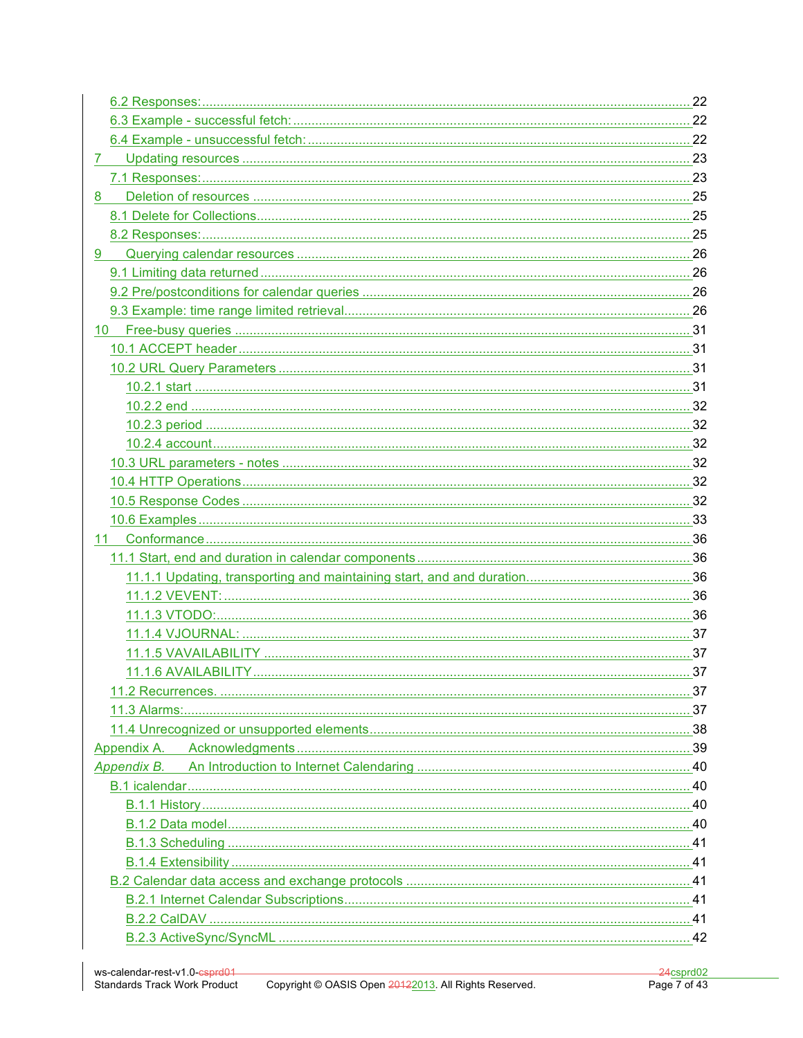- 6.2 Responses: 22
- 6.3 Example - successful fetch: 22
- 6.4 Example - unsuccessful fetch: 22

7 Updating resources 23

- 7.1 Responses: 23

8 Deletion of resources 25

- 8.1 Delete for Collections 25
- 8.2 Responses: 25

9 Querying calendar resources 26

- 9.1 Limiting data returned 26
- 9.2 Pre/postconditions for calendar queries 26
- 9.3 Example: time range limited retrieval 26

10 Free-busy queries 31

- 10.1 ACCEPT header 31
- 10.2 URL Query Parameters 31
  - 10.2.1 start 31
  - 10.2.2 end 32
  - 10.2.3 period 32
  - 10.2.4 account 32
- 10.3 URL parameters - notes 32
- 10.4 HTTP Operations 32
- 10.5 Response Codes 32
- 10.6 Examples 33

11 Conformance 36

- 11.1 Start, end and duration in calendar components 36
  - 11.1.1 Updating, transporting and maintaining start, and and duration. 36
  - 11.1.2 VEVENT: 36
  - 11.1.3 VTODO: 36
  - 11.1.4 VJOURNAL: 37
  - 11.1.5 VAVAILABILITY 37
  - 11.1.6 AVAILABILITY 37
- 11.2 Recurrences. 37
- 11.3 Alarms: 37
- 11.4 Unrecognized or unsupported elements 38

Appendix A. Acknowledgments 39

*Appendix B.* An Introduction to Internet Calendaring 40

- B.1 icalendar 40
  - B.1.1 History 40
  - B.1.2 Data model 40
  - B.1.3 Scheduling 41
  - B.1.4 Extensibility 41
- B.2 Calendar data access and exchange protocols 41
  - B.2.1 Internet Calendar Subscriptions 41
  - B.2.2 CalDAV 41
  - B.2.3 ActiveSync/SyncML 42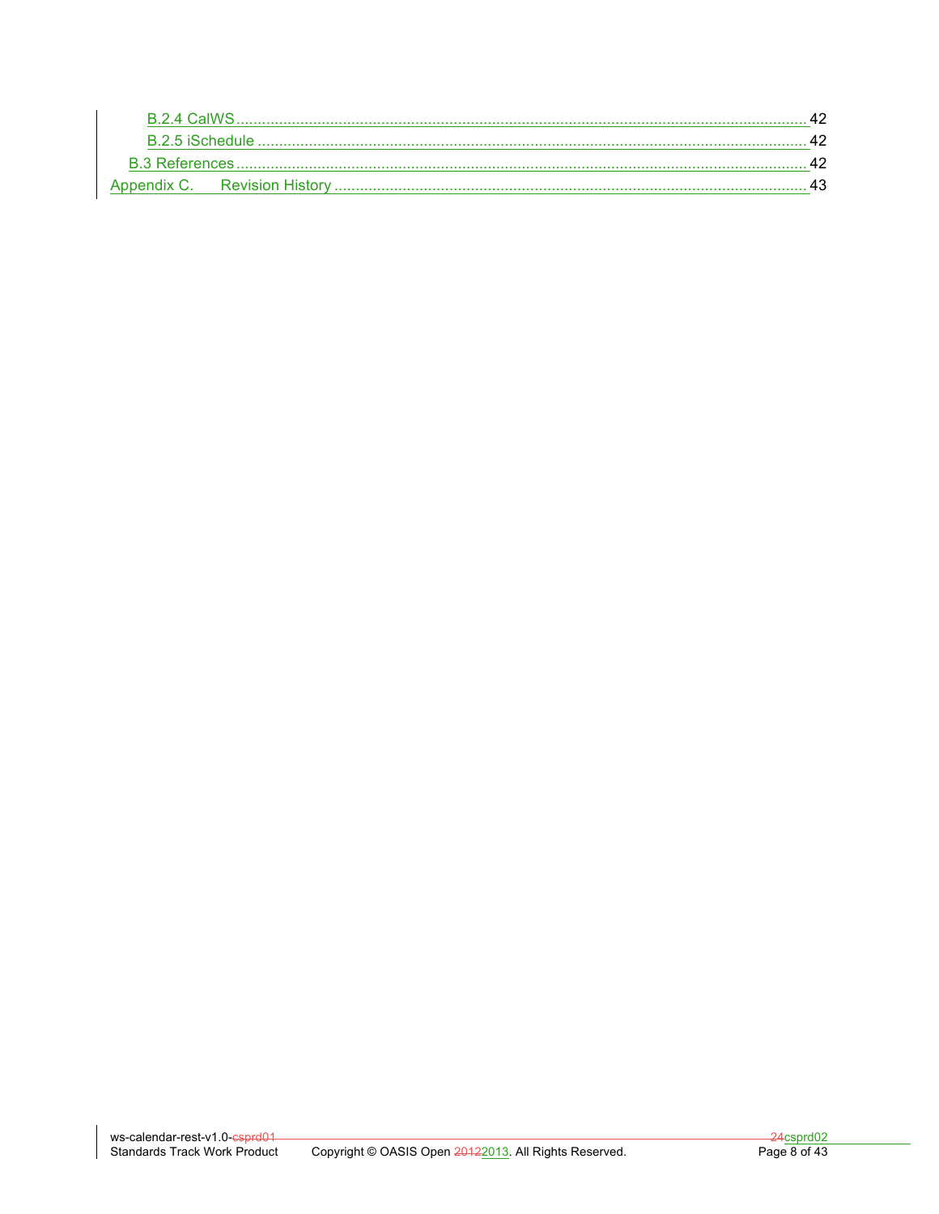B.2.4 CalWS ........................................................................................................................ 42
B.2.5 iSchedule ........................................................................................................................ 42
B.3 References ........................................................................................................................ 42
Appendix C. Revision History ........................................................................................................................ 43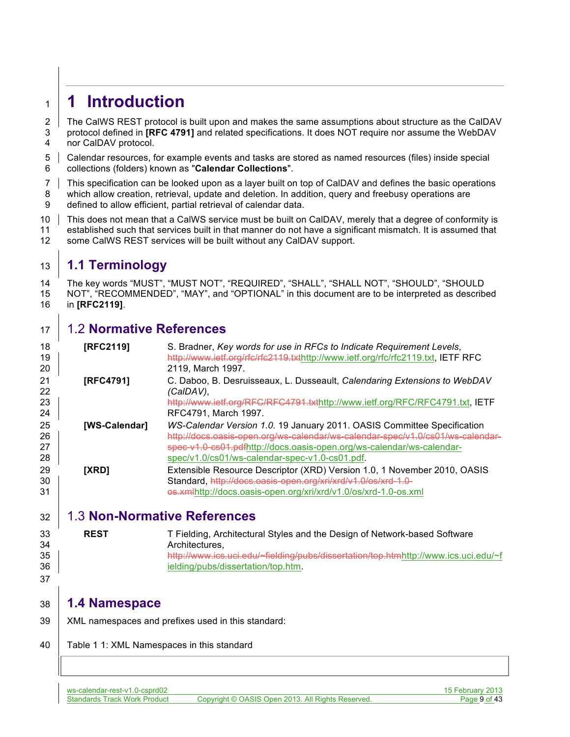# 1 Introduction

The CalWS REST protocol is built upon and makes the same assumptions about structure as the CalDAV protocol defined in **[RFC 4791]** and related specifications. It does NOT require nor assume the WebDAV nor CalDAV protocol.

Calendar resources, for example events and tasks are stored as named resources (files) inside special collections (folders) known as "**Calendar Collections**".

This specification can be looked upon as a layer built on top of CalDAV and defines the basic operations which allow creation, retrieval, update and deletion. In addition, query and freebusy operations are defined to allow efficient, partial retrieval of calendar data.

This does not mean that a CalWS service must be built on CalDAV, merely that a degree of conformity is established such that services built in that manner do not have a significant mismatch. It is assumed that some CalWS REST services will be built without any CalDAV support.

## 1.1 Terminology

The key words "MUST", "MUST NOT", "REQUIRED", "SHALL", "SHALL NOT", "SHOULD", "SHOULD NOT", "RECOMMENDED", "MAY", and "OPTIONAL" in this document are to be interpreted as described in **[RFC2119]**.

## 1.2 Normative References

**[RFC2119]** S. Bradner, *Key words for use in RFCs to Indicate Requirement Levels*, ~~http://www.ietf.org/rfc/rfc2119.txt~~http://www.ietf.org/rfc/rfc2119.txt, IETF RFC 2119, March 1997.

**[RFC4791]** C. Daboo, B. Desruisseaux, L. Dusseault, *Calendaring Extensions to WebDAV (CalDAV)*, ~~http://www.ietf.org/RFC/RFC4791.txt~~http://www.ietf.org/RFC/RFC4791.txt, IETF RFC4791, March 1997.

**[WS-Calendar]** *WS-Calendar Version 1.0*. 19 January 2011. OASIS Committee Specification ~~http://docs.oasis-open.org/ws-calendar/ws-calendar-spec/v1.0/cs01/ws-calendar-spec-v1.0-cs01.pdf~~http://docs.oasis-open.org/ws-calendar/ws-calendar-spec/v1.0/cs01/ws-calendar-spec-v1.0-cs01.pdf.

**[XRD]** Extensible Resource Descriptor (XRD) Version 1.0, 1 November 2010, OASIS Standard, ~~http://docs.oasis-open.org/xri/xrd/v1.0/os/xrd-1.0-os.xml~~http://docs.oasis-open.org/xri/xrd/v1.0/os/xrd-1.0-os.xml

## 1.3 Non-Normative References

**REST** T Fielding, Architectural Styles and the Design of Network-based Software Architectures, ~~http://www.ics.uci.edu/~fielding/pubs/dissertation/top.htm~~http://www.ics.uci.edu/~fielding/pubs/dissertation/top.htm.

## 1.4 Namespace

XML namespaces and prefixes used in this standard:

Table 1 1: XML Namespaces in this standard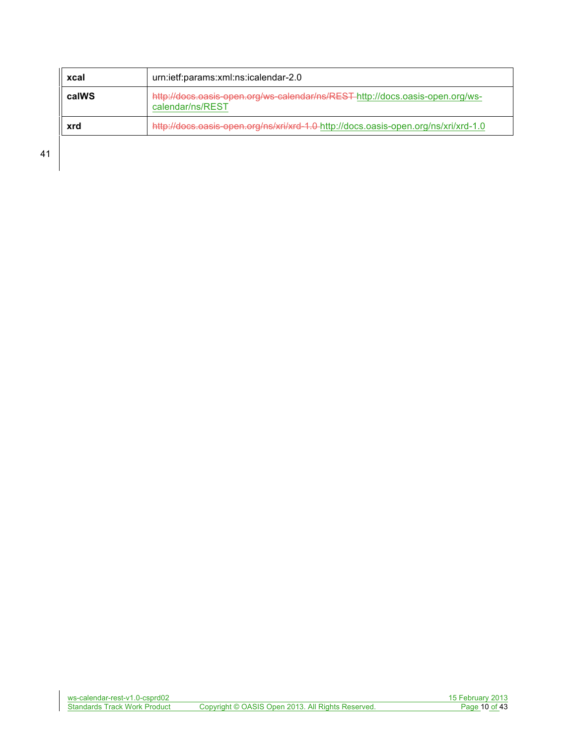| xcal | urn:ietf:params:xml:ns:icalendar-2.0 |
|---|---|
| calWS | ~~http://docs.oasis-open.org/ws-calendar/ns/REST~~ http://docs.oasis-open.org/ws-calendar/ns/REST |
| xrd | ~~http://docs.oasis-open.org/ns/xri/xrd-1.0~~ http://docs.oasis-open.org/ns/xri/xrd-1.0 |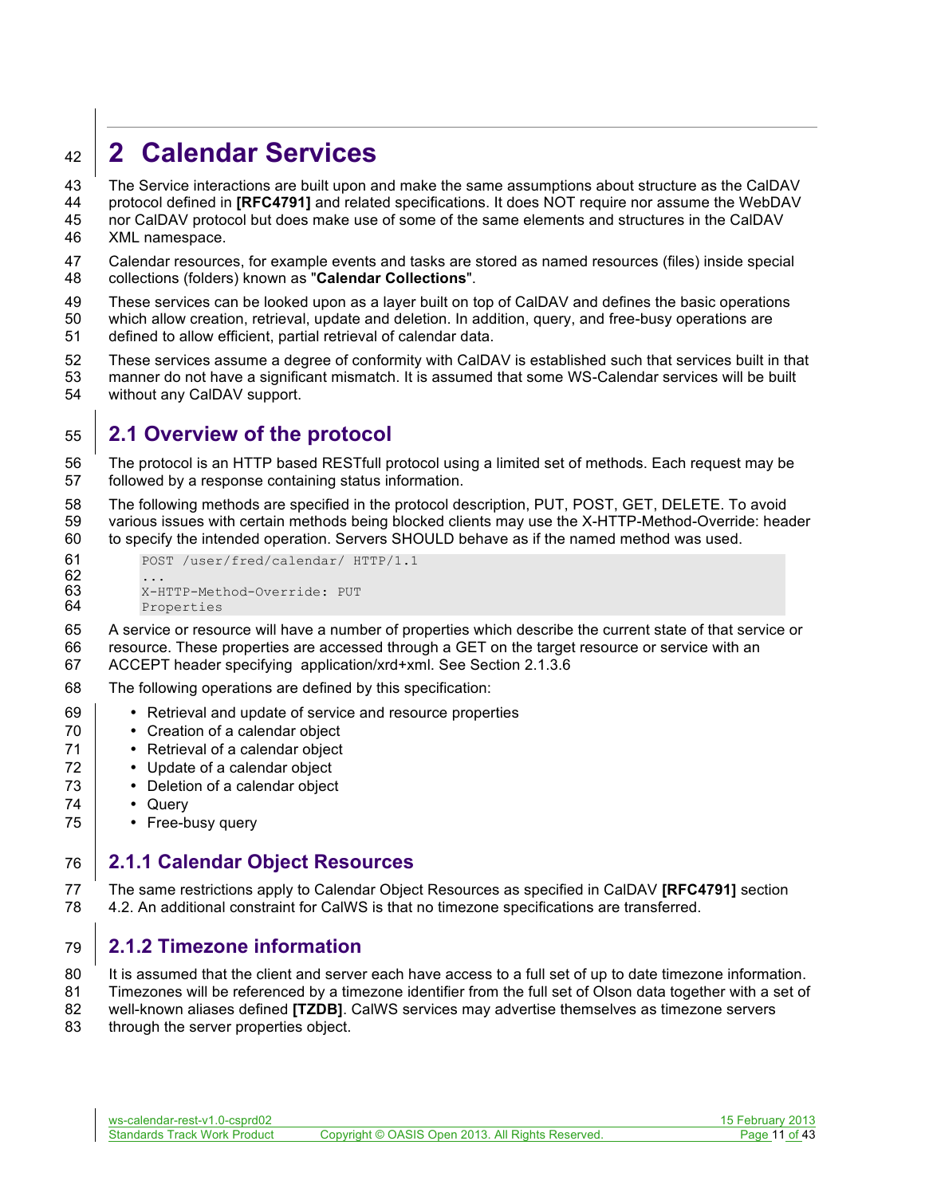# 2 Calendar Services

The Service interactions are built upon and make the same assumptions about structure as the CalDAV protocol defined in **[RFC4791]** and related specifications. It does NOT require nor assume the WebDAV nor CalDAV protocol but does make use of some of the same elements and structures in the CalDAV XML namespace.

Calendar resources, for example events and tasks are stored as named resources (files) inside special collections (folders) known as "**Calendar Collections**".

These services can be looked upon as a layer built on top of CalDAV and defines the basic operations which allow creation, retrieval, update and deletion. In addition, query, and free-busy operations are defined to allow efficient, partial retrieval of calendar data.

These services assume a degree of conformity with CalDAV is established such that services built in that manner do not have a significant mismatch. It is assumed that some WS-Calendar services will be built without any CalDAV support.

## 2.1 Overview of the protocol

The protocol is an HTTP based RESTfull protocol using a limited set of methods. Each request may be followed by a response containing status information.

The following methods are specified in the protocol description, PUT, POST, GET, DELETE. To avoid various issues with certain methods being blocked clients may use the X-HTTP-Method-Override: header to specify the intended operation. Servers SHOULD behave as if the named method was used.

```
POST /user/fred/calendar/ HTTP/1.1
...
X-HTTP-Method-Override: PUT
Properties
```

A service or resource will have a number of properties which describe the current state of that service or resource. These properties are accessed through a GET on the target resource or service with an ACCEPT header specifying application/xrd+xml. See Section 2.1.3.6

The following operations are defined by this specification:

- Retrieval and update of service and resource properties
- Creation of a calendar object
- Retrieval of a calendar object
- Update of a calendar object
- Deletion of a calendar object
- Query
- Free-busy query

### 2.1.1 Calendar Object Resources

The same restrictions apply to Calendar Object Resources as specified in CalDAV **[RFC4791]** section 4.2. An additional constraint for CalWS is that no timezone specifications are transferred.

### 2.1.2 Timezone information

It is assumed that the client and server each have access to a full set of up to date timezone information. Timezones will be referenced by a timezone identifier from the full set of Olson data together with a set of well-known aliases defined **[TZDB]**. CalWS services may advertise themselves as timezone servers through the server properties object.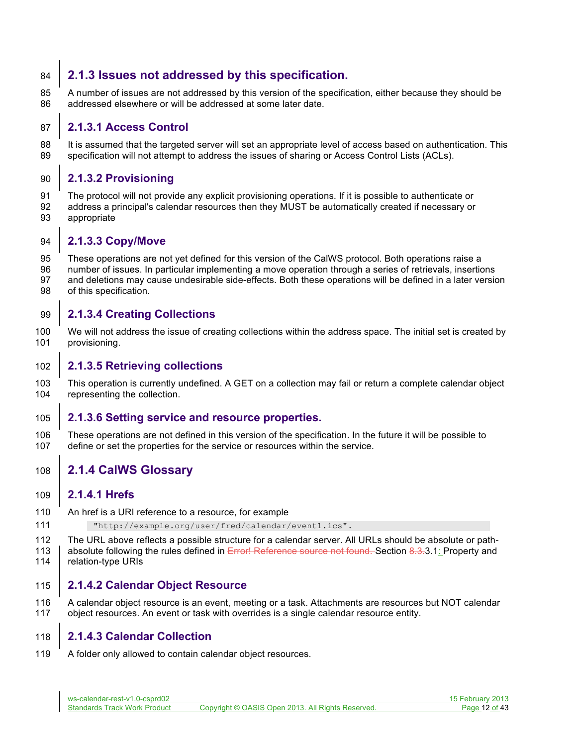### 2.1.3 Issues not addressed by this specification.

A number of issues are not addressed by this version of the specification, either because they should be addressed elsewhere or will be addressed at some later date.

#### 2.1.3.1 Access Control

It is assumed that the targeted server will set an appropriate level of access based on authentication. This specification will not attempt to address the issues of sharing or Access Control Lists (ACLs).

#### 2.1.3.2 Provisioning

The protocol will not provide any explicit provisioning operations. If it is possible to authenticate or address a principal's calendar resources then they MUST be automatically created if necessary or appropriate

#### 2.1.3.3 Copy/Move

These operations are not yet defined for this version of the CalWS protocol. Both operations raise a number of issues. In particular implementing a move operation through a series of retrievals, insertions and deletions may cause undesirable side-effects. Both these operations will be defined in a later version of this specification.

#### 2.1.3.4 Creating Collections

We will not address the issue of creating collections within the address space. The initial set is created by provisioning.

#### 2.1.3.5 Retrieving collections

This operation is currently undefined. A GET on a collection may fail or return a complete calendar object representing the collection.

#### 2.1.3.6 Setting service and resource properties.

These operations are not defined in this version of the specification. In the future it will be possible to define or set the properties for the service or resources within the service.

### 2.1.4 CalWS Glossary

#### 2.1.4.1 Hrefs

An href is a URI reference to a resource, for example

```
"http://example.org/user/fred/calendar/event1.ics".
```

The URL above reflects a possible structure for a calendar server. All URLs should be absolute or path-absolute following the rules defined in Error! Reference source not found. Section 8.3.3.1: Property and relation-type URIs

#### 2.1.4.2 Calendar Object Resource

A calendar object resource is an event, meeting or a task. Attachments are resources but NOT calendar object resources. An event or task with overrides is a single calendar resource entity.

#### 2.1.4.3 Calendar Collection

A folder only allowed to contain calendar object resources.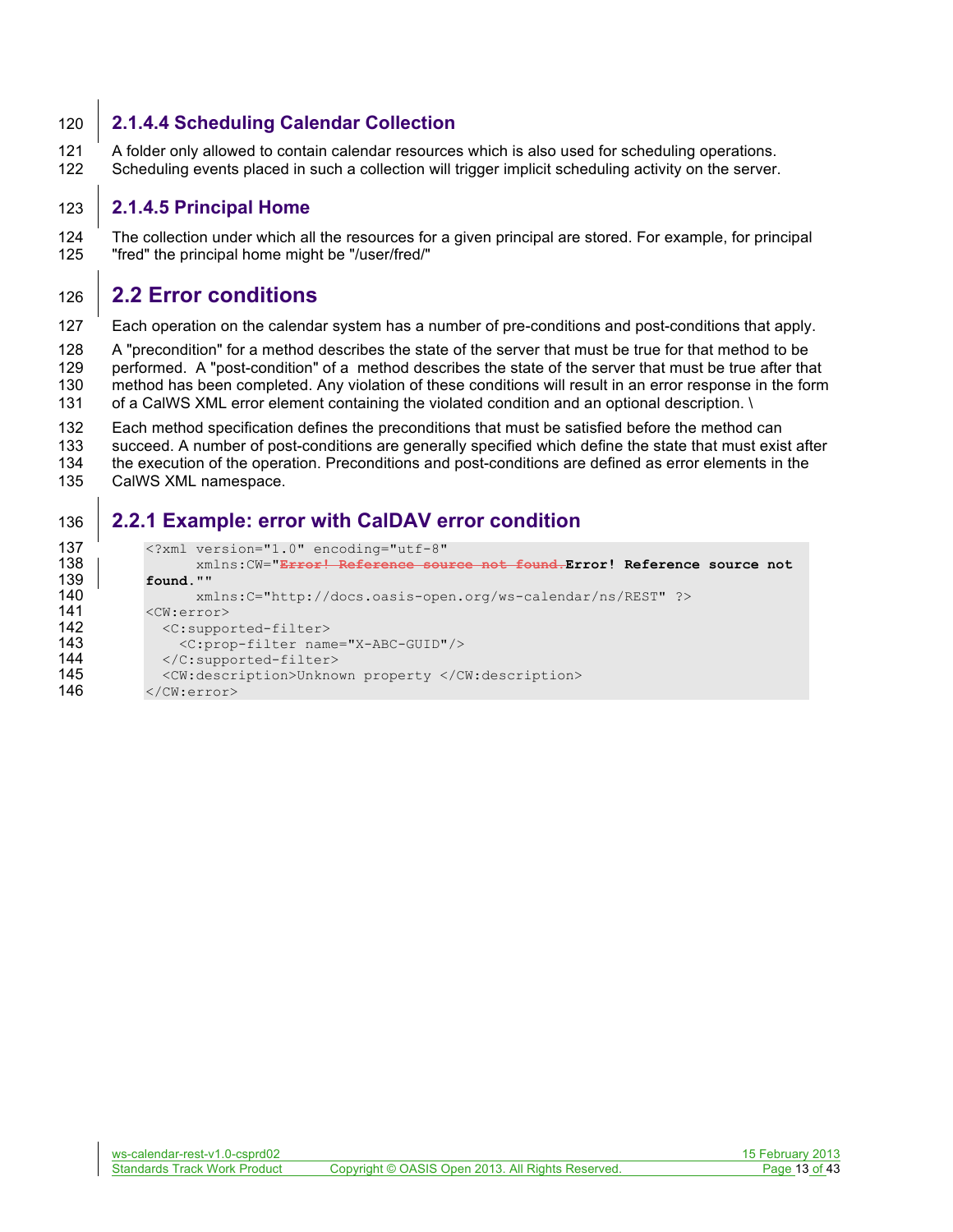### 2.1.4.4 Scheduling Calendar Collection

A folder only allowed to contain calendar resources which is also used for scheduling operations. Scheduling events placed in such a collection will trigger implicit scheduling activity on the server.

### 2.1.4.5 Principal Home

The collection under which all the resources for a given principal are stored. For example, for principal "fred" the principal home might be "/user/fred/"

## 2.2 Error conditions

Each operation on the calendar system has a number of pre-conditions and post-conditions that apply.

A "precondition" for a method describes the state of the server that must be true for that method to be performed. A "post-condition" of a method describes the state of the server that must be true after that method has been completed. Any violation of these conditions will result in an error response in the form of a CalWS XML error element containing the violated condition and an optional description. \

Each method specification defines the preconditions that must be satisfied before the method can succeed. A number of post-conditions are generally specified which define the state that must exist after the execution of the operation. Preconditions and post-conditions are defined as error elements in the CalWS XML namespace.

### 2.2.1 Example: error with CalDAV error condition

```
<?xml version="1.0" encoding="utf-8"
      xmlns:CW="Error! Reference source not found.Error! Reference source not found.""
      xmlns:C="http://docs.oasis-open.org/ws-calendar/ns/REST" ?>
<CW:error>
  <C:supported-filter>
    <C:prop-filter name="X-ABC-GUID"/>
  </C:supported-filter>
  <CW:description>Unknown property </CW:description>
</CW:error>
```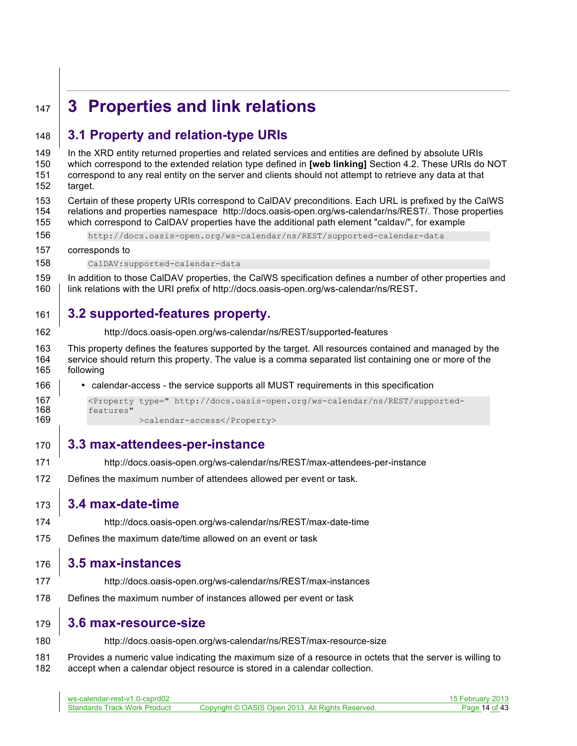# 3 Properties and link relations

## 3.1 Property and relation-type URIs

In the XRD entity returned properties and related services and entities are defined by absolute URIs which correspond to the extended relation type defined in **[web linking]** Section 4.2. These URIs do NOT correspond to any real entity on the server and clients should not attempt to retrieve any data at that target.

Certain of these property URIs correspond to CalDAV preconditions. Each URL is prefixed by the CalWS relations and properties namespace http://docs.oasis-open.org/ws-calendar/ns/REST/. Those properties which correspond to CalDAV properties have the additional path element "caldav/", for example

```
http://docs.oasis-open.org/ws-calendar/ns/REST/supported-calendar-data
```

corresponds to

```
CalDAV:supported-calendar-data
```

In addition to those CalDAV properties, the CalWS specification defines a number of other properties and link relations with the URI prefix of http://docs.oasis-open.org/ws-calendar/ns/REST**.**

## 3.2 supported-features property.

http://docs.oasis-open.org/ws-calendar/ns/REST/supported-features

This property defines the features supported by the target. All resources contained and managed by the service should return this property. The value is a comma separated list containing one or more of the following

- calendar-access - the service supports all MUST requirements in this specification

```
<Property type=" http://docs.oasis-open.org/ws-calendar/ns/REST/supported-features"
          >calendar-access</Property>
```

## 3.3 max-attendees-per-instance

http://docs.oasis-open.org/ws-calendar/ns/REST/max-attendees-per-instance

Defines the maximum number of attendees allowed per event or task.

## 3.4 max-date-time

http://docs.oasis-open.org/ws-calendar/ns/REST/max-date-time

Defines the maximum date/time allowed on an event or task

## 3.5 max-instances

http://docs.oasis-open.org/ws-calendar/ns/REST/max-instances

Defines the maximum number of instances allowed per event or task

## 3.6 max-resource-size

http://docs.oasis-open.org/ws-calendar/ns/REST/max-resource-size

Provides a numeric value indicating the maximum size of a resource in octets that the server is willing to accept when a calendar object resource is stored in a calendar collection.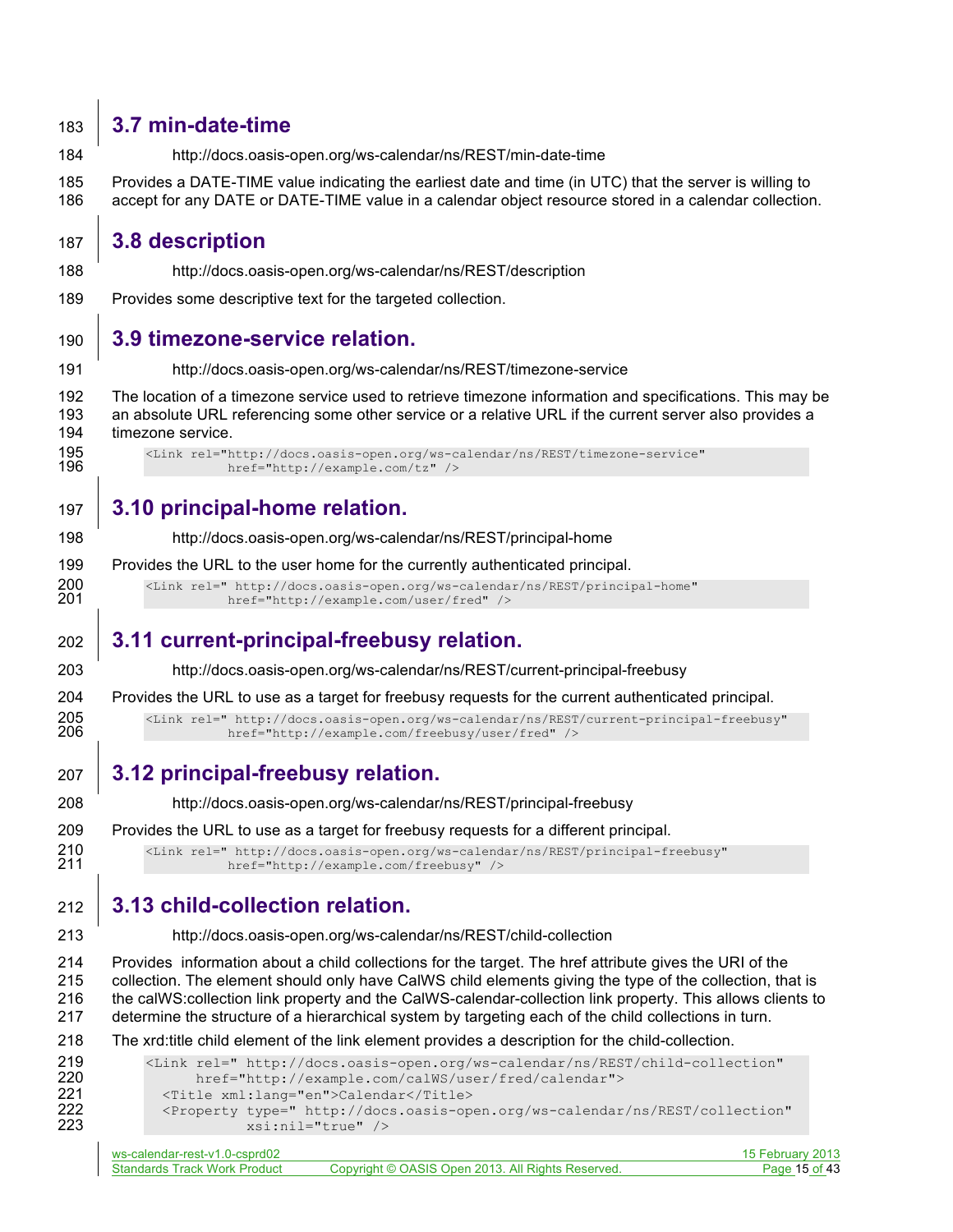## 3.7 min-date-time

http://docs.oasis-open.org/ws-calendar/ns/REST/min-date-time

Provides a DATE-TIME value indicating the earliest date and time (in UTC) that the server is willing to accept for any DATE or DATE-TIME value in a calendar object resource stored in a calendar collection.

## 3.8 description

http://docs.oasis-open.org/ws-calendar/ns/REST/description

Provides some descriptive text for the targeted collection.

## 3.9 timezone-service relation.

http://docs.oasis-open.org/ws-calendar/ns/REST/timezone-service

The location of a timezone service used to retrieve timezone information and specifications. This may be an absolute URL referencing some other service or a relative URL if the current server also provides a timezone service.

```
<Link rel="http://docs.oasis-open.org/ws-calendar/ns/REST/timezone-service"
          href="http://example.com/tz" />
```

## 3.10 principal-home relation.

http://docs.oasis-open.org/ws-calendar/ns/REST/principal-home

Provides the URL to the user home for the currently authenticated principal.

```
<Link rel=" http://docs.oasis-open.org/ws-calendar/ns/REST/principal-home"
          href="http://example.com/user/fred" />
```

## 3.11 current-principal-freebusy relation.

http://docs.oasis-open.org/ws-calendar/ns/REST/current-principal-freebusy

Provides the URL to use as a target for freebusy requests for the current authenticated principal.

```
<Link rel=" http://docs.oasis-open.org/ws-calendar/ns/REST/current-principal-freebusy"
          href="http://example.com/freebusy/user/fred" />
```

## 3.12 principal-freebusy relation.

http://docs.oasis-open.org/ws-calendar/ns/REST/principal-freebusy

Provides the URL to use as a target for freebusy requests for a different principal.

```
<Link rel=" http://docs.oasis-open.org/ws-calendar/ns/REST/principal-freebusy"
          href="http://example.com/freebusy" />
```

## 3.13 child-collection relation.

http://docs.oasis-open.org/ws-calendar/ns/REST/child-collection

Provides information about a child collections for the target. The href attribute gives the URI of the collection. The element should only have CalWS child elements giving the type of the collection, that is the calWS:collection link property and the CalWS-calendar-collection link property. This allows clients to determine the structure of a hierarchical system by targeting each of the child collections in turn.

The xrd:title child element of the link element provides a description for the child-collection.

```
<Link rel=" http://docs.oasis-open.org/ws-calendar/ns/REST/child-collection"
      href="http://example.com/calWS/user/fred/calendar">
  <Title xml:lang="en">Calendar</Title>
  <Property type=" http://docs.oasis-open.org/ws-calendar/ns/REST/collection"
            xsi:nil="true" />
```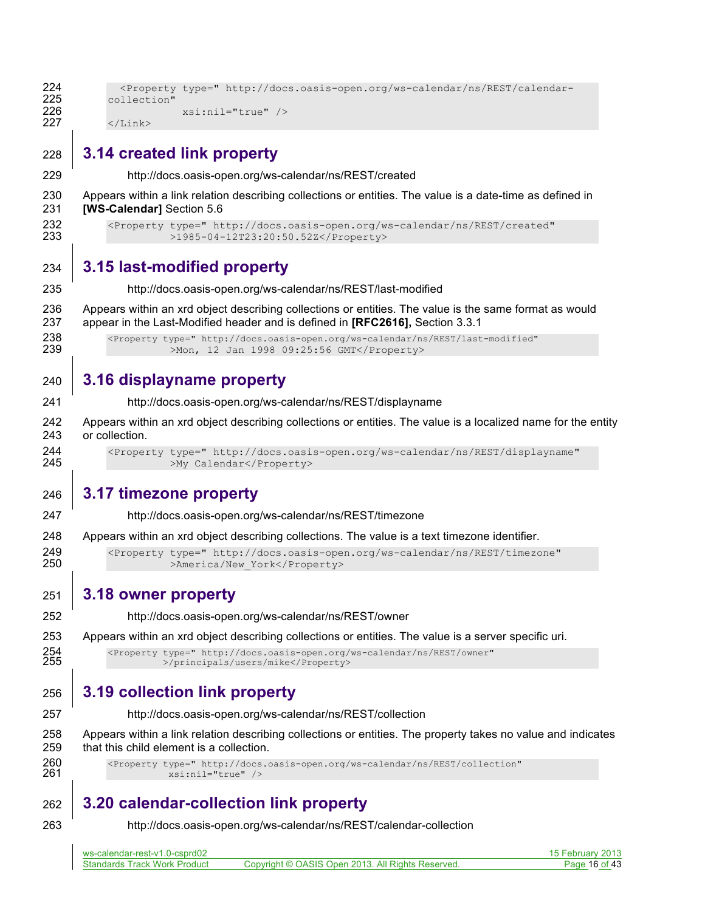```
  <Property type=" http://docs.oasis-open.org/ws-calendar/ns/REST/calendar-
collection"
             xsi:nil="true" />
</Link>
```

## 3.14 created link property

http://docs.oasis-open.org/ws-calendar/ns/REST/created

Appears within a link relation describing collections or entities. The value is a date-time as defined in **[WS-Calendar]** Section 5.6

```
<Property type=" http://docs.oasis-open.org/ws-calendar/ns/REST/created"
          >1985-04-12T23:20:50.52Z</Property>
```

## 3.15 last-modified property

http://docs.oasis-open.org/ws-calendar/ns/REST/last-modified

Appears within an xrd object describing collections or entities. The value is the same format as would appear in the Last-Modified header and is defined in **[RFC2616],** Section 3.3.1

```
<Property type=" http://docs.oasis-open.org/ws-calendar/ns/REST/last-modified"
          >Mon, 12 Jan 1998 09:25:56 GMT</Property>
```

## 3.16 displayname property

http://docs.oasis-open.org/ws-calendar/ns/REST/displayname

Appears within an xrd object describing collections or entities. The value is a localized name for the entity or collection.

```
<Property type=" http://docs.oasis-open.org/ws-calendar/ns/REST/displayname"
          >My Calendar</Property>
```

## 3.17 timezone property

http://docs.oasis-open.org/ws-calendar/ns/REST/timezone

Appears within an xrd object describing collections. The value is a text timezone identifier.

```
<Property type=" http://docs.oasis-open.org/ws-calendar/ns/REST/timezone"
          >America/New_York</Property>
```

## 3.18 owner property

http://docs.oasis-open.org/ws-calendar/ns/REST/owner

Appears within an xrd object describing collections or entities. The value is a server specific uri.

```
<Property type=" http://docs.oasis-open.org/ws-calendar/ns/REST/owner"
          >/principals/users/mike</Property>
```

## 3.19 collection link property

http://docs.oasis-open.org/ws-calendar/ns/REST/collection

Appears within a link relation describing collections or entities. The property takes no value and indicates that this child element is a collection.

```
<Property type=" http://docs.oasis-open.org/ws-calendar/ns/REST/collection"
          xsi:nil="true" />
```

## 3.20 calendar-collection link property

http://docs.oasis-open.org/ws-calendar/ns/REST/calendar-collection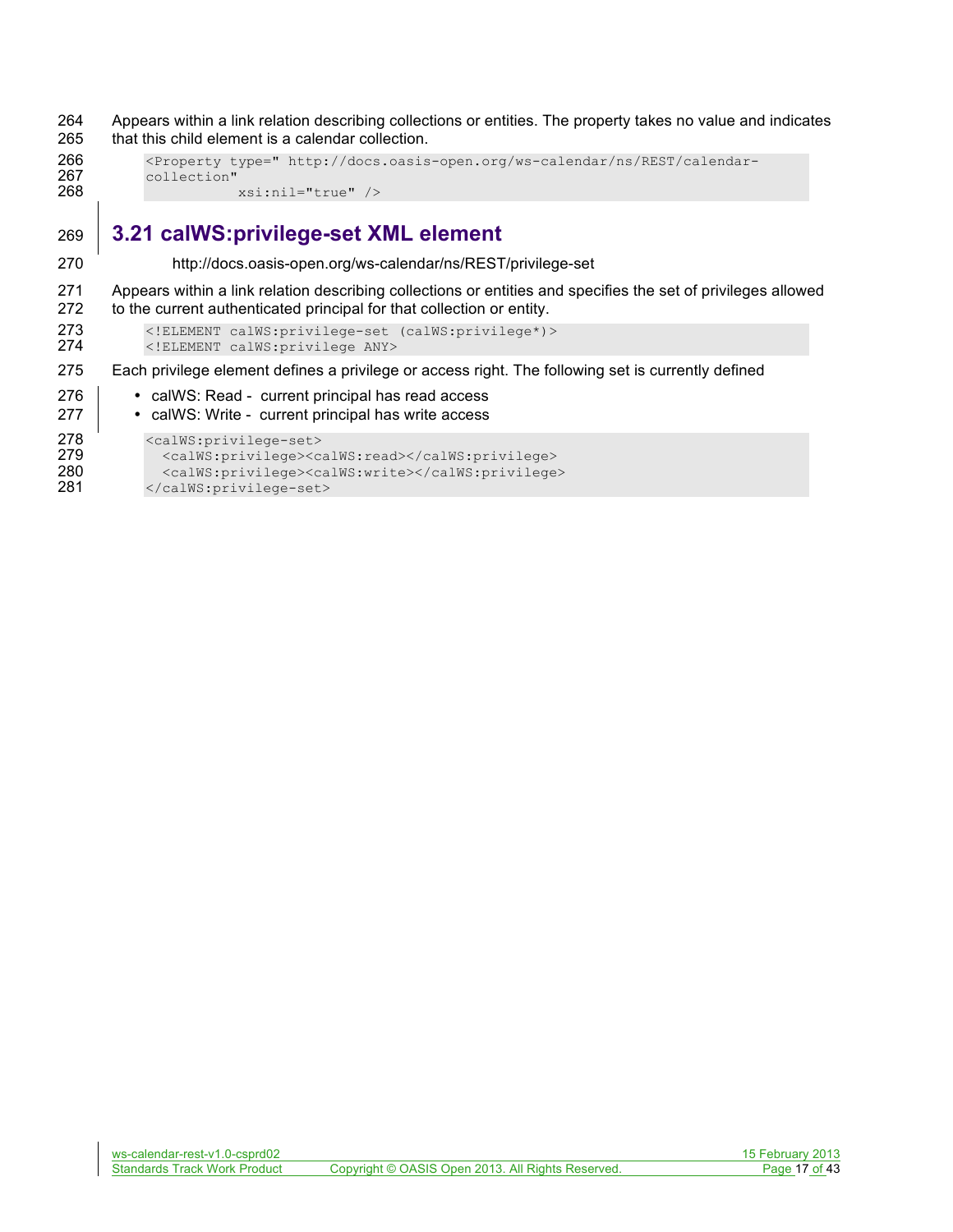Appears within a link relation describing collections or entities. The property takes no value and indicates that this child element is a calendar collection.

```
<Property type=" http://docs.oasis-open.org/ws-calendar/ns/REST/calendar-
collection"
           xsi:nil="true" />
```

## 3.21 calWS:privilege-set XML element

http://docs.oasis-open.org/ws-calendar/ns/REST/privilege-set

Appears within a link relation describing collections or entities and specifies the set of privileges allowed to the current authenticated principal for that collection or entity.

```
<!ELEMENT calWS:privilege-set (calWS:privilege*)>
<!ELEMENT calWS:privilege ANY>
```

Each privilege element defines a privilege or access right. The following set is currently defined

- calWS: Read - current principal has read access
- calWS: Write - current principal has write access

```
<calWS:privilege-set>
  <calWS:privilege><calWS:read></calWS:privilege>
  <calWS:privilege><calWS:write></calWS:privilege>
</calWS:privilege-set>
```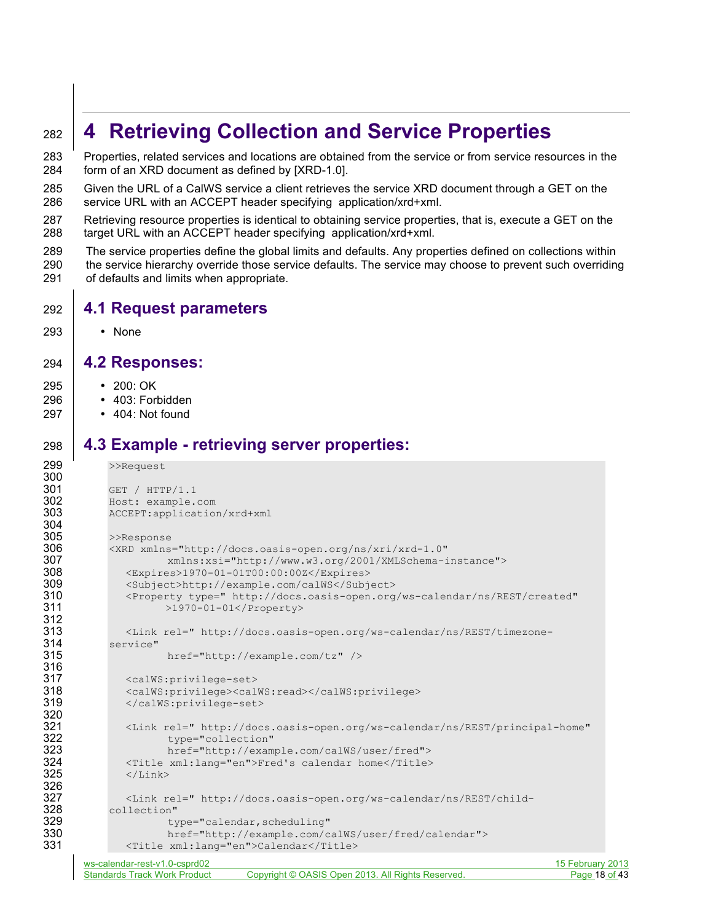# 4 Retrieving Collection and Service Properties

Properties, related services and locations are obtained from the service or from service resources in the form of an XRD document as defined by [XRD-1.0].

Given the URL of a CalWS service a client retrieves the service XRD document through a GET on the service URL with an ACCEPT header specifying application/xrd+xml.

Retrieving resource properties is identical to obtaining service properties, that is, execute a GET on the target URL with an ACCEPT header specifying application/xrd+xml.

The service properties define the global limits and defaults. Any properties defined on collections within the service hierarchy override those service defaults. The service may choose to prevent such overriding of defaults and limits when appropriate.

## 4.1 Request parameters

- None

## 4.2 Responses:

- 200: OK
- 403: Forbidden
- 404: Not found

## 4.3 Example - retrieving server properties:

```
>>Request

GET / HTTP/1.1
Host: example.com
ACCEPT:application/xrd+xml

>>Response
<XRD xmlns="http://docs.oasis-open.org/ns/xri/xrd-1.0"
         xmlns:xsi="http://www.w3.org/2001/XMLSchema-instance">
   <Expires>1970-01-01T00:00:00Z</Expires>
   <Subject>http://example.com/calWS</Subject>
   <Property type=" http://docs.oasis-open.org/ws-calendar/ns/REST/created"
         >1970-01-01</Property>

   <Link rel=" http://docs.oasis-open.org/ws-calendar/ns/REST/timezone-
service"
         href="http://example.com/tz" />

   <calWS:privilege-set>
   <calWS:privilege><calWS:read></calWS:privilege>
   </calWS:privilege-set>

   <Link rel=" http://docs.oasis-open.org/ws-calendar/ns/REST/principal-home"
         type="collection"
         href="http://example.com/calWS/user/fred">
   <Title xml:lang="en">Fred's calendar home</Title>
   </Link>

   <Link rel=" http://docs.oasis-open.org/ws-calendar/ns/REST/child-
collection"
         type="calendar,scheduling"
         href="http://example.com/calWS/user/fred/calendar">
   <Title xml:lang="en">Calendar</Title>
```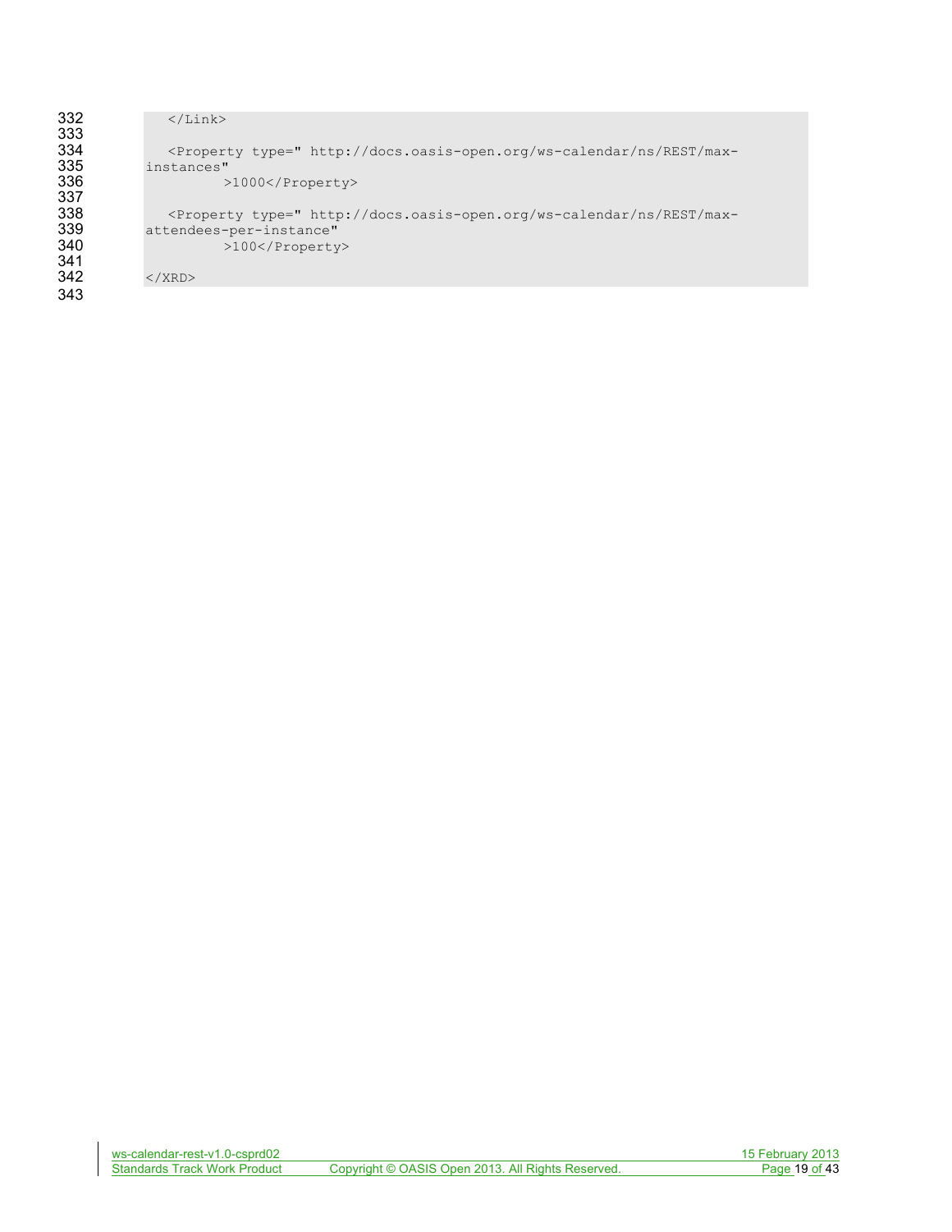```
   </Link>

   <Property type=" http://docs.oasis-open.org/ws-calendar/ns/REST/max-
instances"
          >1000</Property>

   <Property type=" http://docs.oasis-open.org/ws-calendar/ns/REST/max-
attendees-per-instance"
          >100</Property>

</XRD>
```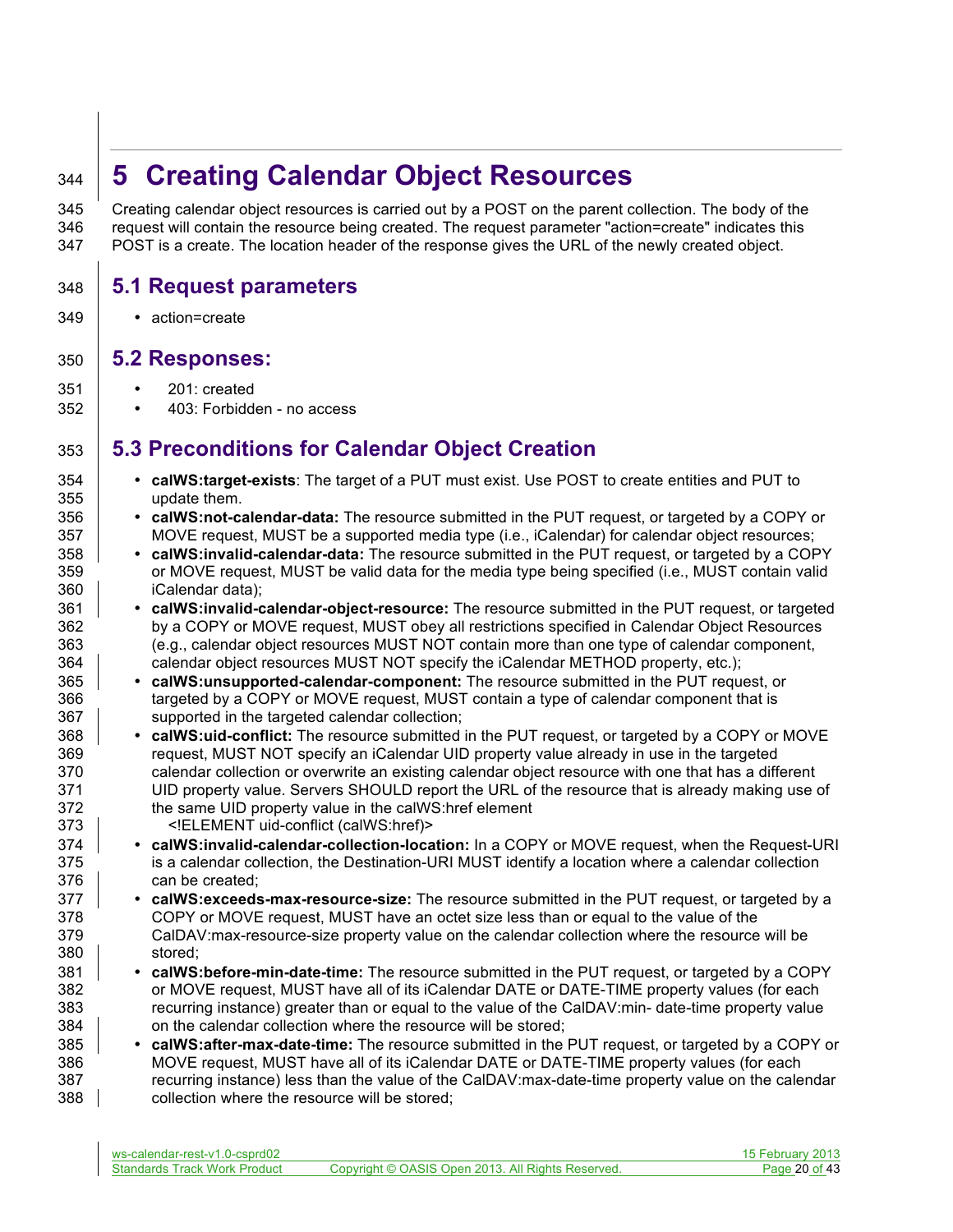# 5 Creating Calendar Object Resources

Creating calendar object resources is carried out by a POST on the parent collection. The body of the request will contain the resource being created. The request parameter "action=create" indicates this POST is a create. The location header of the response gives the URL of the newly created object.

## 5.1 Request parameters

- action=create

## 5.2 Responses:

- 201: created
- 403: Forbidden - no access

## 5.3 Preconditions for Calendar Object Creation

- **calWS:target-exists**: The target of a PUT must exist. Use POST to create entities and PUT to update them.
- **calWS:not-calendar-data:** The resource submitted in the PUT request, or targeted by a COPY or MOVE request, MUST be a supported media type (i.e., iCalendar) for calendar object resources;
- **calWS:invalid-calendar-data:** The resource submitted in the PUT request, or targeted by a COPY or MOVE request, MUST be valid data for the media type being specified (i.e., MUST contain valid iCalendar data);
- **calWS:invalid-calendar-object-resource:** The resource submitted in the PUT request, or targeted by a COPY or MOVE request, MUST obey all restrictions specified in Calendar Object Resources (e.g., calendar object resources MUST NOT contain more than one type of calendar component, calendar object resources MUST NOT specify the iCalendar METHOD property, etc.);
- **calWS:unsupported-calendar-component:** The resource submitted in the PUT request, or targeted by a COPY or MOVE request, MUST contain a type of calendar component that is supported in the targeted calendar collection;
- **calWS:uid-conflict:** The resource submitted in the PUT request, or targeted by a COPY or MOVE request, MUST NOT specify an iCalendar UID property value already in use in the targeted calendar collection or overwrite an existing calendar object resource with one that has a different UID property value. Servers SHOULD report the URL of the resource that is already making use of the same UID property value in the calWS:href element
  <!ELEMENT uid-conflict (calWS:href)>
- **calWS:invalid-calendar-collection-location:** In a COPY or MOVE request, when the Request-URI is a calendar collection, the Destination-URI MUST identify a location where a calendar collection can be created;
- **calWS:exceeds-max-resource-size:** The resource submitted in the PUT request, or targeted by a COPY or MOVE request, MUST have an octet size less than or equal to the value of the CalDAV:max-resource-size property value on the calendar collection where the resource will be stored;
- **calWS:before-min-date-time:** The resource submitted in the PUT request, or targeted by a COPY or MOVE request, MUST have all of its iCalendar DATE or DATE-TIME property values (for each recurring instance) greater than or equal to the value of the CalDAV:min- date-time property value on the calendar collection where the resource will be stored;
- **calWS:after-max-date-time:** The resource submitted in the PUT request, or targeted by a COPY or MOVE request, MUST have all of its iCalendar DATE or DATE-TIME property values (for each recurring instance) less than the value of the CalDAV:max-date-time property value on the calendar collection where the resource will be stored;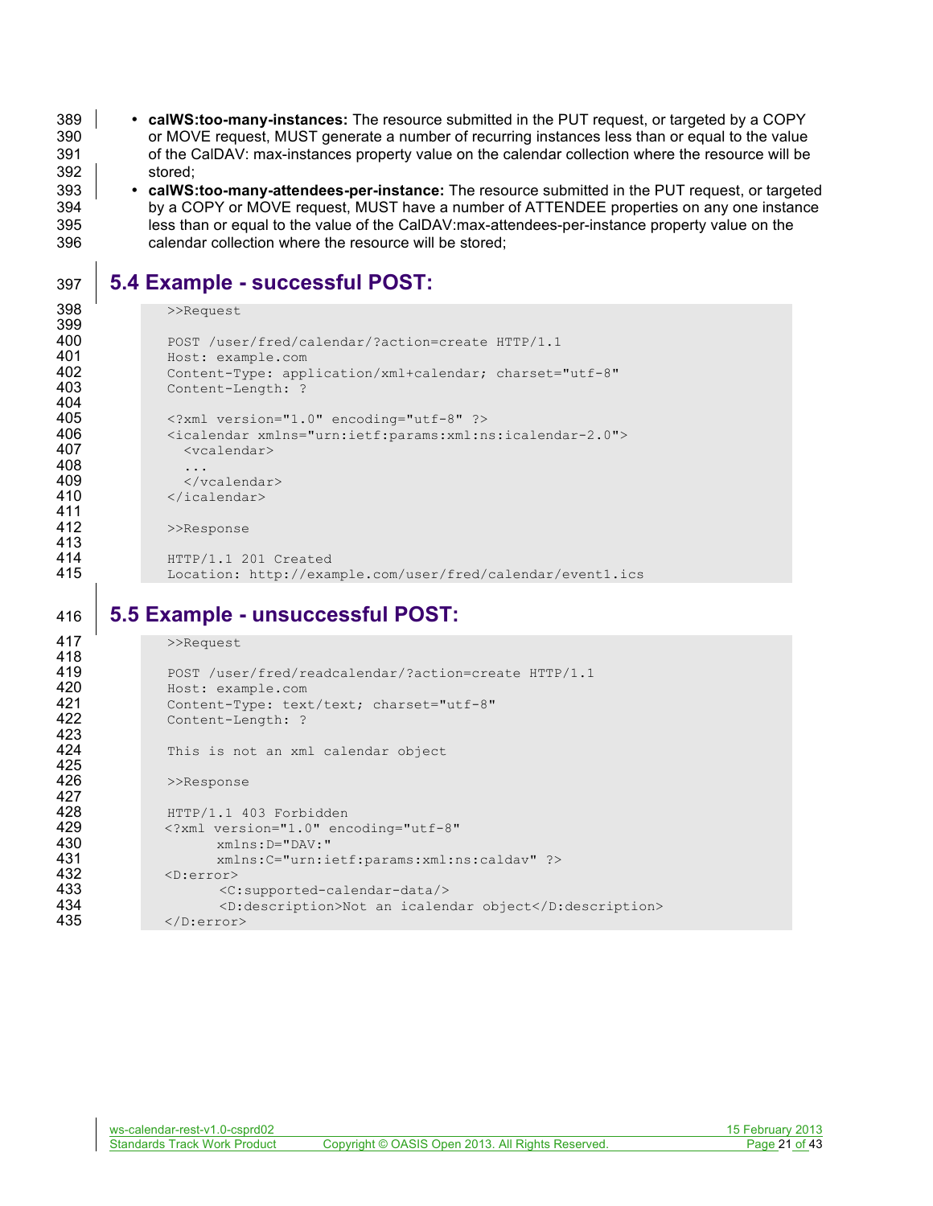- **calWS:too-many-instances:** The resource submitted in the PUT request, or targeted by a COPY or MOVE request, MUST generate a number of recurring instances less than or equal to the value of the CalDAV: max-instances property value on the calendar collection where the resource will be stored;
- **calWS:too-many-attendees-per-instance:** The resource submitted in the PUT request, or targeted by a COPY or MOVE request, MUST have a number of ATTENDEE properties on any one instance less than or equal to the value of the CalDAV:max-attendees-per-instance property value on the calendar collection where the resource will be stored;

## 5.4 Example - successful POST:

```
>>Request

POST /user/fred/calendar/?action=create HTTP/1.1
Host: example.com
Content-Type: application/xml+calendar; charset="utf-8"
Content-Length: ?

<?xml version="1.0" encoding="utf-8" ?>
<icalendar xmlns="urn:ietf:params:xml:ns:icalendar-2.0">
  <vcalendar>
  ...
  </vcalendar>
</icalendar>

>>Response

HTTP/1.1 201 Created
Location: http://example.com/user/fred/calendar/event1.ics
```

## 5.5 Example - unsuccessful POST:

```
>>Request

POST /user/fred/readcalendar/?action=create HTTP/1.1
Host: example.com
Content-Type: text/text; charset="utf-8"
Content-Length: ?

This is not an xml calendar object

>>Response

HTTP/1.1 403 Forbidden
<?xml version="1.0" encoding="utf-8"
      xmlns:D="DAV:"
      xmlns:C="urn:ietf:params:xml:ns:caldav" ?>
<D:error>
      <C:supported-calendar-data/>
      <D:description>Not an icalendar object</D:description>
</D:error>
```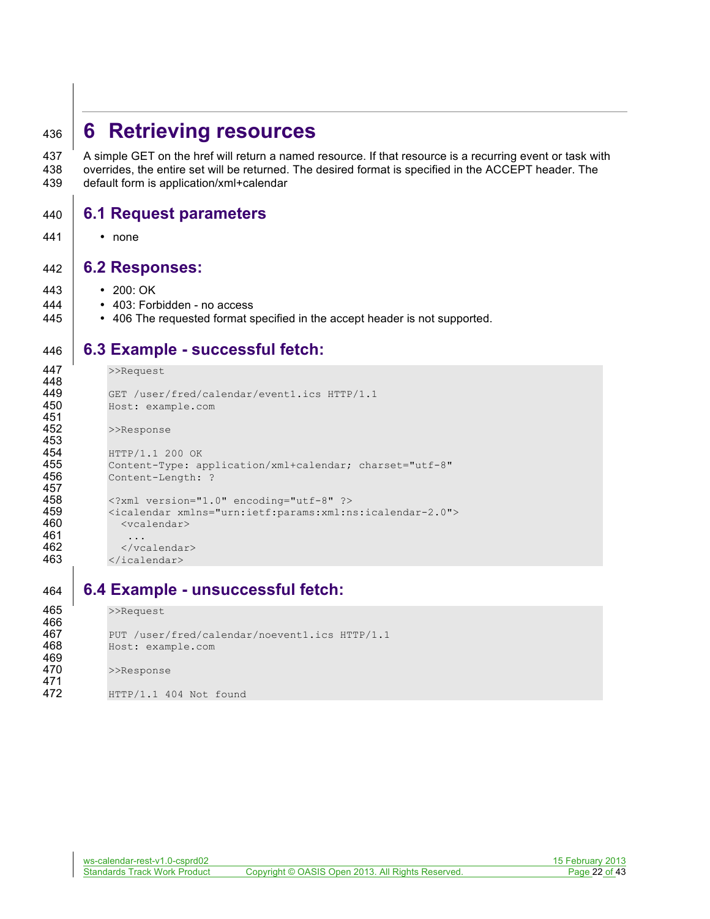# 6 Retrieving resources

A simple GET on the href will return a named resource. If that resource is a recurring event or task with overrides, the entire set will be returned. The desired format is specified in the ACCEPT header. The default form is application/xml+calendar

## 6.1 Request parameters

- none

## 6.2 Responses:

- 200: OK
- 403: Forbidden - no access
- 406 The requested format specified in the accept header is not supported.

## 6.3 Example - successful fetch:

```
>>Request

GET /user/fred/calendar/event1.ics HTTP/1.1
Host: example.com

>>Response

HTTP/1.1 200 OK
Content-Type: application/xml+calendar; charset="utf-8"
Content-Length: ?

<?xml version="1.0" encoding="utf-8" ?>
<icalendar xmlns="urn:ietf:params:xml:ns:icalendar-2.0">
  <vcalendar>
   ...
  </vcalendar>
</icalendar>
```

## 6.4 Example - unsuccessful fetch:

```
>>Request

PUT /user/fred/calendar/noevent1.ics HTTP/1.1
Host: example.com

>>Response

HTTP/1.1 404 Not found
```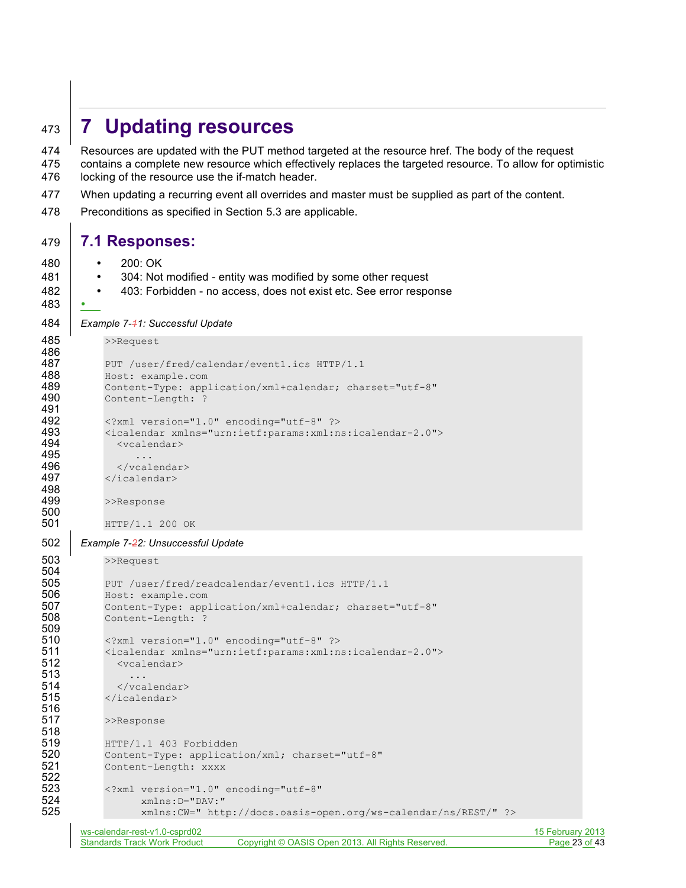# 7 Updating resources

Resources are updated with the PUT method targeted at the resource href. The body of the request contains a complete new resource which effectively replaces the targeted resource. To allow for optimistic locking of the resource use the if-match header.

When updating a recurring event all overrides and master must be supplied as part of the content.

Preconditions as specified in Section 5.3 are applicable.

## 7.1 Responses:

- 200: OK
- 304: Not modified - entity was modified by some other request
- 403: Forbidden - no access, does not exist etc. See error response

*Example 7-1: Successful Update*

```
>>Request

PUT /user/fred/calendar/event1.ics HTTP/1.1
Host: example.com
Content-Type: application/xml+calendar; charset="utf-8"
Content-Length: ?

<?xml version="1.0" encoding="utf-8" ?>
<icalendar xmlns="urn:ietf:params:xml:ns:icalendar-2.0">
  <vcalendar>
     ...
  </vcalendar>
</icalendar>

>>Response

HTTP/1.1 200 OK
```

*Example 7-2: Unsuccessful Update*

```
>>Request

PUT /user/fred/readcalendar/event1.ics HTTP/1.1
Host: example.com
Content-Type: application/xml+calendar; charset="utf-8"
Content-Length: ?

<?xml version="1.0" encoding="utf-8" ?>
<icalendar xmlns="urn:ietf:params:xml:ns:icalendar-2.0">
  <vcalendar>
    ...
  </vcalendar>
</icalendar>

>>Response

HTTP/1.1 403 Forbidden
Content-Type: application/xml; charset="utf-8"
Content-Length: xxxx

<?xml version="1.0" encoding="utf-8"
      xmlns:D="DAV:"
      xmlns:CW=" http://docs.oasis-open.org/ws-calendar/ns/REST/" ?>
```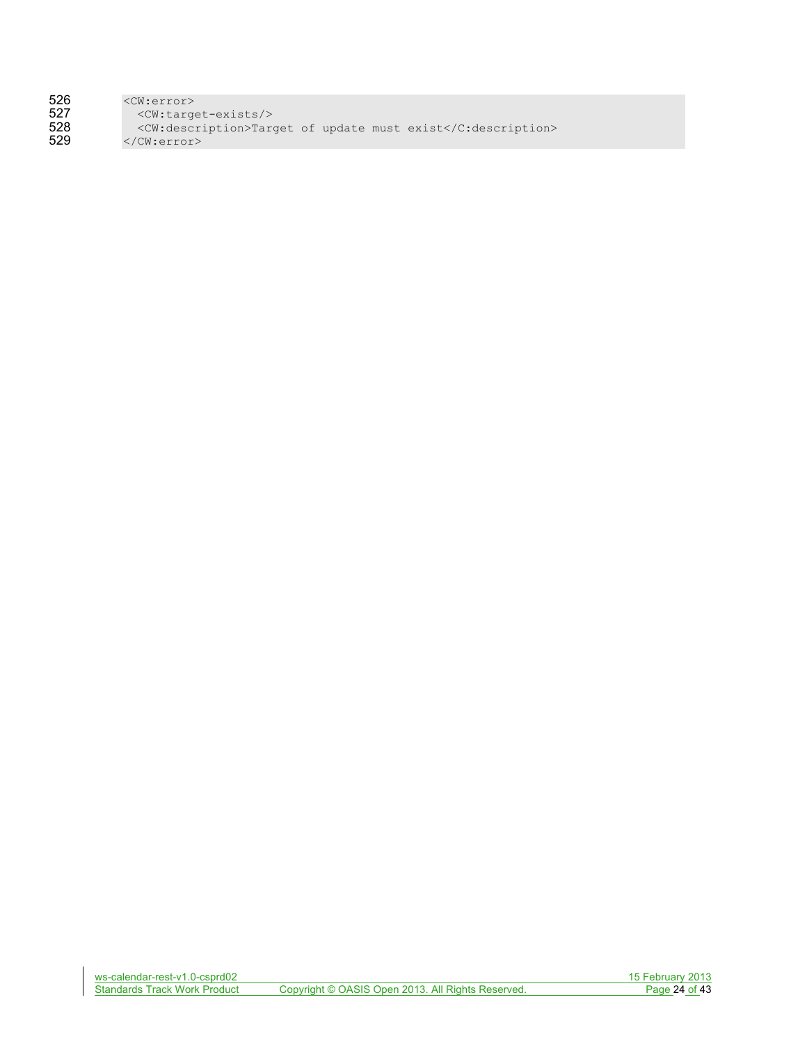```
<CW:error>
  <CW:target-exists/>
  <CW:description>Target of update must exist</C:description>
</CW:error>
```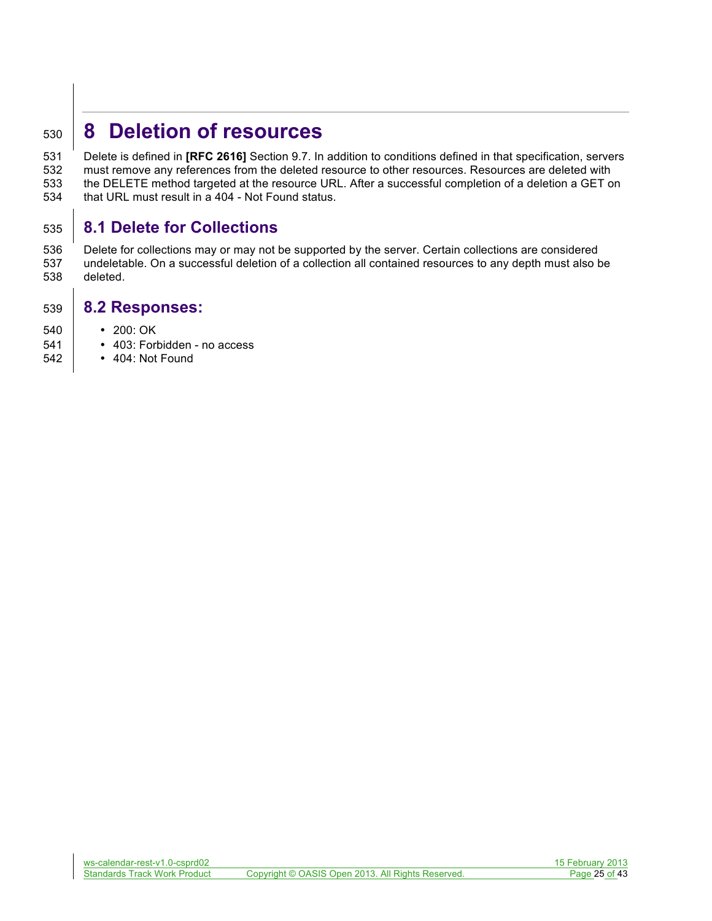# 8 Deletion of resources

Delete is defined in **[RFC 2616]** Section 9.7. In addition to conditions defined in that specification, servers must remove any references from the deleted resource to other resources. Resources are deleted with the DELETE method targeted at the resource URL. After a successful completion of a deletion a GET on that URL must result in a 404 - Not Found status.

## 8.1 Delete for Collections

Delete for collections may or may not be supported by the server. Certain collections are considered undeletable. On a successful deletion of a collection all contained resources to any depth must also be deleted.

## 8.2 Responses:

- 200: OK
- 403: Forbidden - no access
- 404: Not Found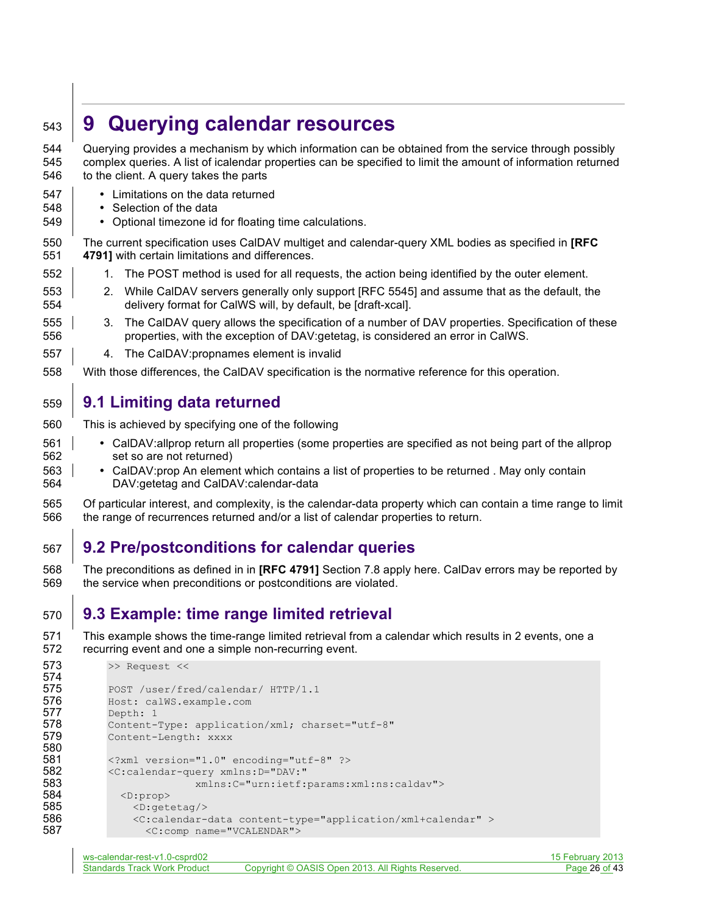# 9 Querying calendar resources

Querying provides a mechanism by which information can be obtained from the service through possibly complex queries. A list of icalendar properties can be specified to limit the amount of information returned to the client. A query takes the parts

- Limitations on the data returned
- Selection of the data
- Optional timezone id for floating time calculations.

The current specification uses CalDAV multiget and calendar-query XML bodies as specified in **[RFC 4791]** with certain limitations and differences.

1. The POST method is used for all requests, the action being identified by the outer element.
2. While CalDAV servers generally only support [RFC 5545] and assume that as the default, the delivery format for CalWS will, by default, be [draft-xcal].
3. The CalDAV query allows the specification of a number of DAV properties. Specification of these properties, with the exception of DAV:getetag, is considered an error in CalWS.
4. The CalDAV:propnames element is invalid

With those differences, the CalDAV specification is the normative reference for this operation.

## 9.1 Limiting data returned

This is achieved by specifying one of the following

- CalDAV:allprop return all properties (some properties are specified as not being part of the allprop set so are not returned)
- CalDAV:prop An element which contains a list of properties to be returned . May only contain DAV:getetag and CalDAV:calendar-data

Of particular interest, and complexity, is the calendar-data property which can contain a time range to limit the range of recurrences returned and/or a list of calendar properties to return.

## 9.2 Pre/postconditions for calendar queries

The preconditions as defined in in **[RFC 4791]** Section 7.8 apply here. CalDav errors may be reported by the service when preconditions or postconditions are violated.

## 9.3 Example: time range limited retrieval

This example shows the time-range limited retrieval from a calendar which results in 2 events, one a recurring event and one a simple non-recurring event.

```
>> Request <<

POST /user/fred/calendar/ HTTP/1.1
Host: calWS.example.com
Depth: 1
Content-Type: application/xml; charset="utf-8"
Content-Length: xxxx

<?xml version="1.0" encoding="utf-8" ?>
<C:calendar-query xmlns:D="DAV:"
              xmlns:C="urn:ietf:params:xml:ns:caldav">
  <D:prop>
    <D:getetag/>
    <C:calendar-data content-type="application/xml+calendar" >
      <C:comp name="VCALENDAR">
```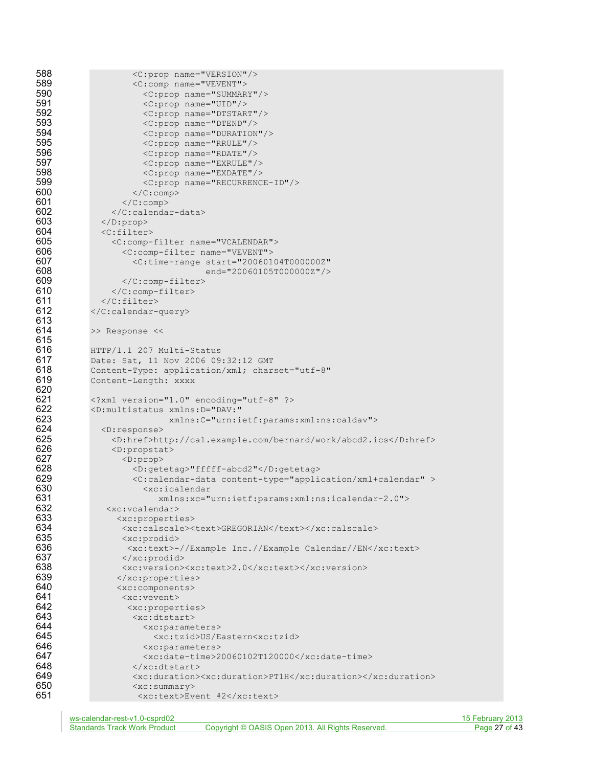```
        <C:prop name="VERSION"/>
        <C:comp name="VEVENT">
          <C:prop name="SUMMARY"/>
          <C:prop name="UID"/>
          <C:prop name="DTSTART"/>
          <C:prop name="DTEND"/>
          <C:prop name="DURATION"/>
          <C:prop name="RRULE"/>
          <C:prop name="RDATE"/>
          <C:prop name="EXRULE"/>
          <C:prop name="EXDATE"/>
          <C:prop name="RECURRENCE-ID"/>
        </C:comp>
      </C:comp>
    </C:calendar-data>
  </D:prop>
  <C:filter>
    <C:comp-filter name="VCALENDAR">
      <C:comp-filter name="VEVENT">
        <C:time-range start="20060104T000000Z"
                      end="20060105T000000Z"/>
      </C:comp-filter>
    </C:comp-filter>
  </C:filter>
</C:calendar-query>

>> Response <<

HTTP/1.1 207 Multi-Status
Date: Sat, 11 Nov 2006 09:32:12 GMT
Content-Type: application/xml; charset="utf-8"
Content-Length: xxxx

<?xml version="1.0" encoding="utf-8" ?>
<D:multistatus xmlns:D="DAV:"
               xmlns:C="urn:ietf:params:xml:ns:caldav">
  <D:response>
    <D:href>http://cal.example.com/bernard/work/abcd2.ics</D:href>
    <D:propstat>
      <D:prop>
        <D:getetag>"fffff-abcd2"</D:getetag>
        <C:calendar-data content-type="application/xml+calendar" >
          <xc:icalendar
             xmlns:xc="urn:ietf:params:xml:ns:icalendar-2.0">
   <xc:vcalendar>
     <xc:properties>
      <xc:calscale><text>GREGORIAN</text></xc:calscale>
      <xc:prodid>
       <xc:text>-//Example Inc.//Example Calendar//EN</xc:text>
      </xc:prodid>
      <xc:version><xc:text>2.0</xc:text></xc:version>
     </xc:properties>
     <xc:components>
      <xc:vevent>
       <xc:properties>
        <xc:dtstart>
          <xc:parameters>
            <xc:tzid>US/Eastern<xc:tzid>
          <xc:parameters>
          <xc:date-time>20060102T120000</xc:date-time>
        </xc:dtstart>
        <xc:duration><xc:duration>PT1H</xc:duration></xc:duration>
        <xc:summary>
         <xc:text>Event #2</xc:text>
```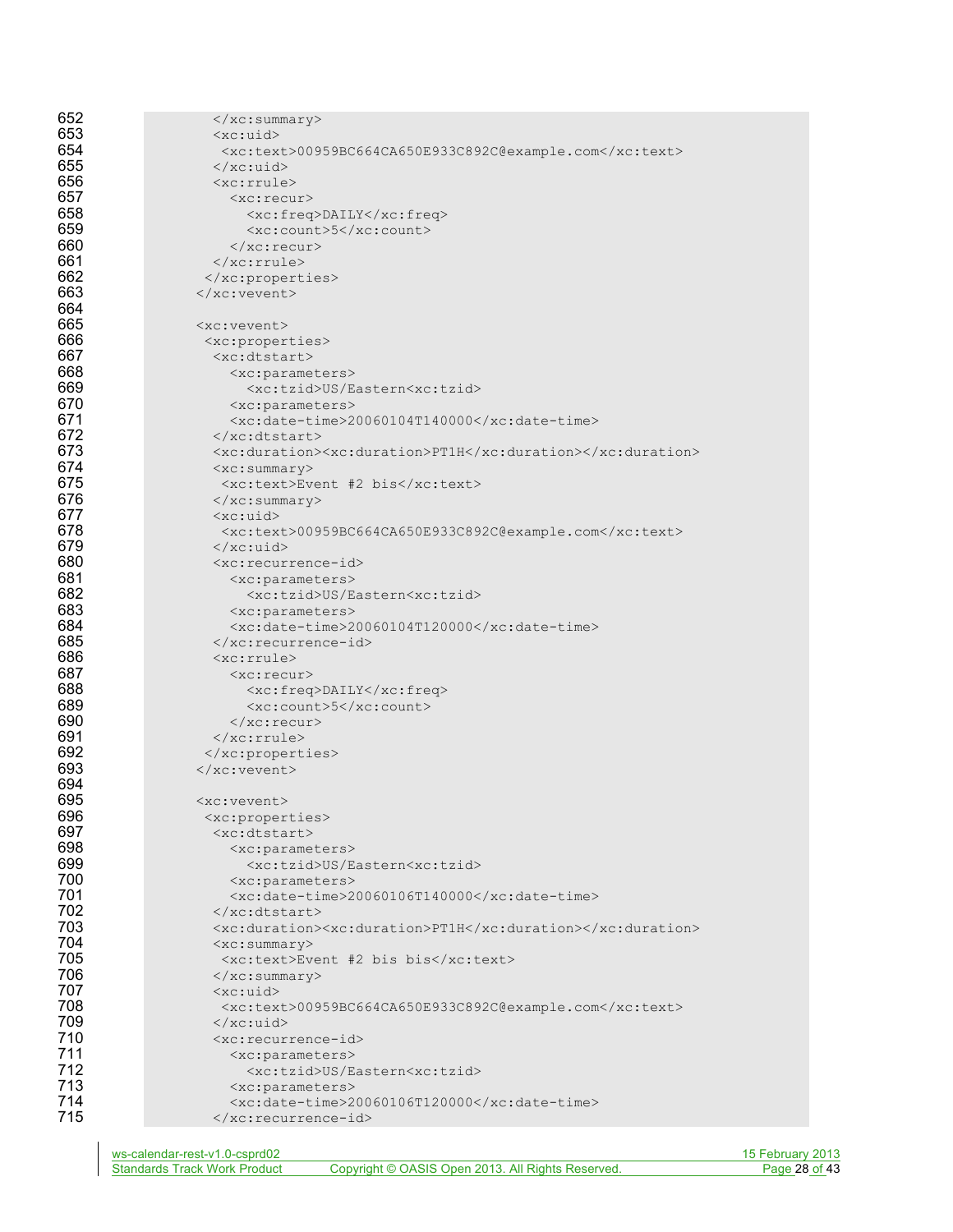```
          </xc:summary>
          <xc:uid>
           <xc:text>00959BC664CA650E933C892C@example.com</xc:text>
          </xc:uid>
          <xc:rrule>
            <xc:recur>
              <xc:freq>DAILY</xc:freq>
              <xc:count>5</xc:count>
            </xc:recur>
          </xc:rrule>
         </xc:properties>
        </xc:vevent>

        <xc:vevent>
         <xc:properties>
          <xc:dtstart>
            <xc:parameters>
              <xc:tzid>US/Eastern<xc:tzid>
            <xc:parameters>
            <xc:date-time>20060104T140000</xc:date-time>
          </xc:dtstart>
          <xc:duration><xc:duration>PT1H</xc:duration></xc:duration>
          <xc:summary>
           <xc:text>Event #2 bis</xc:text>
          </xc:summary>
          <xc:uid>
           <xc:text>00959BC664CA650E933C892C@example.com</xc:text>
          </xc:uid>
          <xc:recurrence-id>
            <xc:parameters>
              <xc:tzid>US/Eastern<xc:tzid>
            <xc:parameters>
            <xc:date-time>20060104T120000</xc:date-time>
          </xc:recurrence-id>
          <xc:rrule>
            <xc:recur>
              <xc:freq>DAILY</xc:freq>
              <xc:count>5</xc:count>
            </xc:recur>
          </xc:rrule>
         </xc:properties>
        </xc:vevent>

        <xc:vevent>
         <xc:properties>
          <xc:dtstart>
            <xc:parameters>
              <xc:tzid>US/Eastern<xc:tzid>
            <xc:parameters>
            <xc:date-time>20060106T140000</xc:date-time>
          </xc:dtstart>
          <xc:duration><xc:duration>PT1H</xc:duration></xc:duration>
          <xc:summary>
           <xc:text>Event #2 bis bis</xc:text>
          </xc:summary>
          <xc:uid>
           <xc:text>00959BC664CA650E933C892C@example.com</xc:text>
          </xc:uid>
          <xc:recurrence-id>
            <xc:parameters>
              <xc:tzid>US/Eastern<xc:tzid>
            <xc:parameters>
            <xc:date-time>20060106T120000</xc:date-time>
          </xc:recurrence-id>
```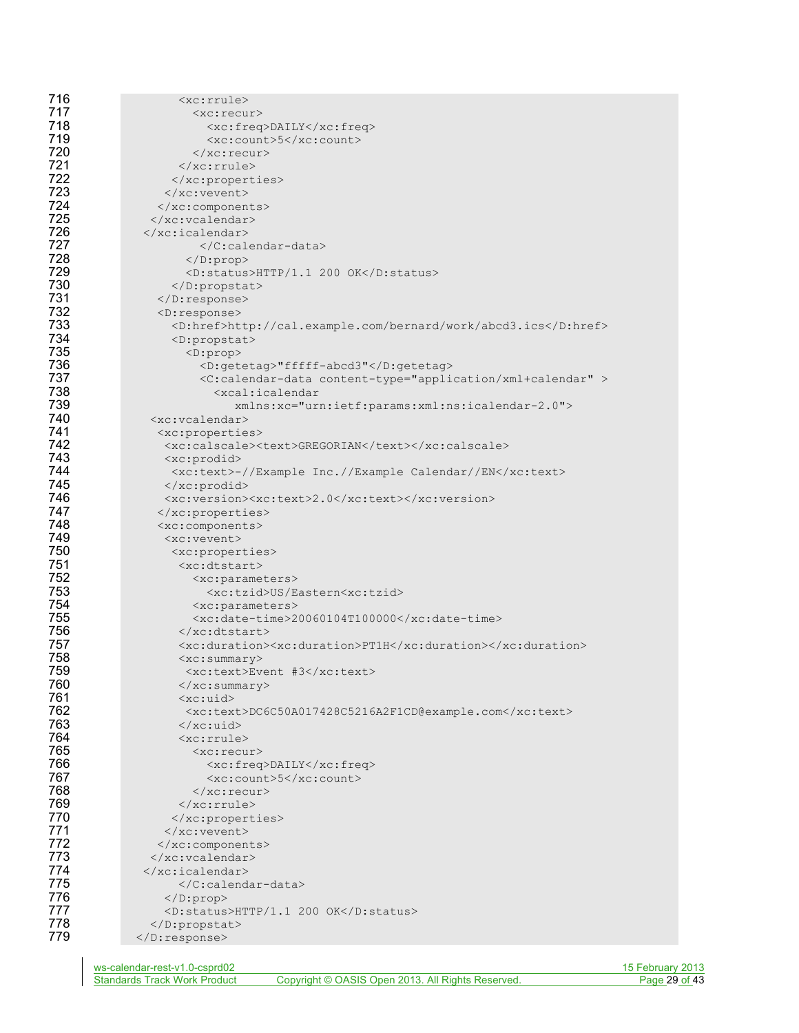```
716              <xc:rrule>
717                <xc:recur>
718                  <xc:freq>DAILY</xc:freq>
719                  <xc:count>5</xc:count>
720                </xc:recur>
721              </xc:rrule>
722            </xc:properties>
723          </xc:vevent>
724        </xc:components>
725      </xc:vcalendar>
726    </xc:icalendar>
727                </C:calendar-data>
728              </D:prop>
729              <D:status>HTTP/1.1 200 OK</D:status>
730            </D:propstat>
731          </D:response>
732          <D:response>
733            <D:href>http://cal.example.com/bernard/work/abcd3.ics</D:href>
734            <D:propstat>
735              <D:prop>
736                <D:getetag>"fffff-abcd3"</D:getetag>
737                <C:calendar-data content-type="application/xml+calendar" >
738                  <xcal:icalendar
739                     xmlns:xc="urn:ietf:params:xml:ns:icalendar-2.0">
740      <xc:vcalendar>
741       <xc:properties>
742        <xc:calscale><text>GREGORIAN</text></xc:calscale>
743        <xc:prodid>
744         <xc:text>-//Example Inc.//Example Calendar//EN</xc:text>
745        </xc:prodid>
746        <xc:version><xc:text>2.0</xc:text></xc:version>
747       </xc:properties>
748       <xc:components>
749        <xc:vevent>
750         <xc:properties>
751          <xc:dtstart>
752            <xc:parameters>
753              <xc:tzid>US/Eastern<xc:tzid>
754            <xc:parameters>
755            <xc:date-time>20060104T100000</xc:date-time>
756          </xc:dtstart>
757          <xc:duration><xc:duration>PT1H</xc:duration></xc:duration>
758          <xc:summary>
759           <xc:text>Event #3</xc:text>
760          </xc:summary>
761          <xc:uid>
762           <xc:text>DC6C50A017428C5216A2F1CD@example.com</xc:text>
763          </xc:uid>
764          <xc:rrule>
765            <xc:recur>
766              <xc:freq>DAILY</xc:freq>
767              <xc:count>5</xc:count>
768            </xc:recur>
769          </xc:rrule>
770         </xc:properties>
771        </xc:vevent>
772       </xc:components>
773      </xc:vcalendar>
774     </xc:icalendar>
775             </C:calendar-data>
776           </D:prop>
777           <D:status>HTTP/1.1 200 OK</D:status>
778         </D:propstat>
779       </D:response>
```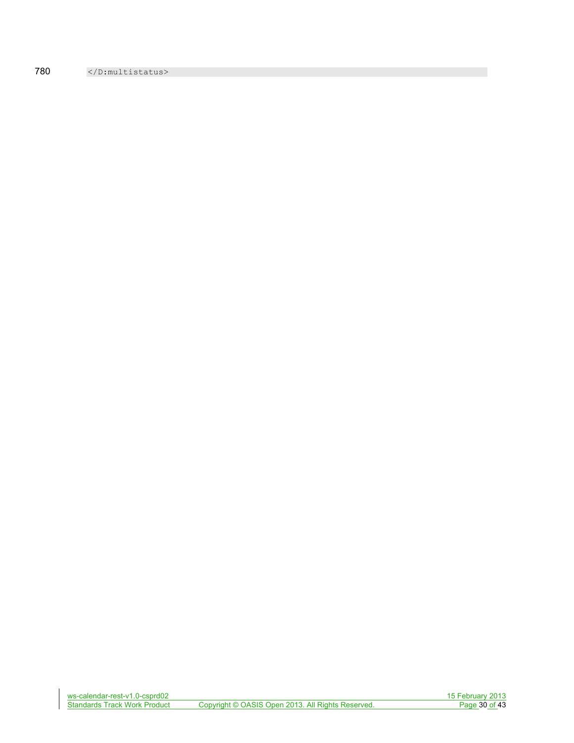```
</D:multistatus>
```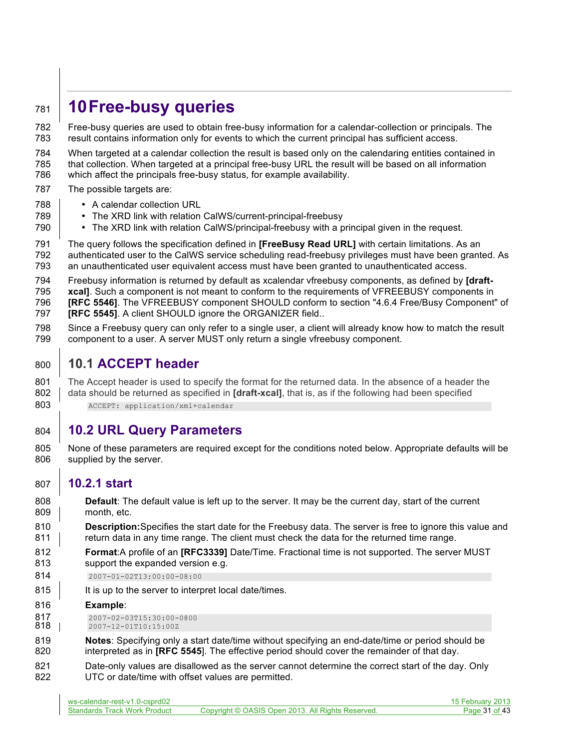# 10 Free-busy queries

Free-busy queries are used to obtain free-busy information for a calendar-collection or principals. The result contains information only for events to which the current principal has sufficient access.

When targeted at a calendar collection the result is based only on the calendaring entities contained in that collection. When targeted at a principal free-busy URL the result will be based on all information which affect the principals free-busy status, for example availability.

The possible targets are:

- A calendar collection URL
- The XRD link with relation CalWS/current-principal-freebusy
- The XRD link with relation CalWS/principal-freebusy with a principal given in the request.

The query follows the specification defined in **[FreeBusy Read URL]** with certain limitations. As an authenticated user to the CalWS service scheduling read-freebusy privileges must have been granted. As an unauthenticated user equivalent access must have been granted to unauthenticated access.

Freebusy information is returned by default as xcalendar vfreebusy components, as defined by **[draft-xcal]**. Such a component is not meant to conform to the requirements of VFREEBUSY components in **[RFC 5546]**. The VFREEBUSY component SHOULD conform to section "4.6.4 Free/Busy Component" of **[RFC 5545]**. A client SHOULD ignore the ORGANIZER field..

Since a Freebusy query can only refer to a single user, a client will already know how to match the result component to a user. A server MUST only return a single vfreebusy component.

## 10.1 ACCEPT header

The Accept header is used to specify the format for the returned data. In the absence of a header the data should be returned as specified in **[draft-xcal]**, that is, as if the following had been specified

```
ACCEPT: application/xml+calendar
```

## 10.2 URL Query Parameters

None of these parameters are required except for the conditions noted below. Appropriate defaults will be supplied by the server.

### 10.2.1 start

**Default**: The default value is left up to the server. It may be the current day, start of the current month, etc.

**Description:**Specifies the start date for the Freebusy data. The server is free to ignore this value and return data in any time range. The client must check the data for the returned time range.

**Format**:A profile of an **[RFC3339]** Date/Time. Fractional time is not supported. The server MUST support the expanded version e.g.

```
2007-01-02T13:00:00-08:00
```

It is up to the server to interpret local date/times.

**Example**:

```
2007-02-03T15:30:00-0800
2007-12-01T10:15:00Z
```

**Notes**: Specifying only a start date/time without specifying an end-date/time or period should be interpreted as in **[RFC 5545]**. The effective period should cover the remainder of that day.

Date-only values are disallowed as the server cannot determine the correct start of the day. Only UTC or date/time with offset values are permitted.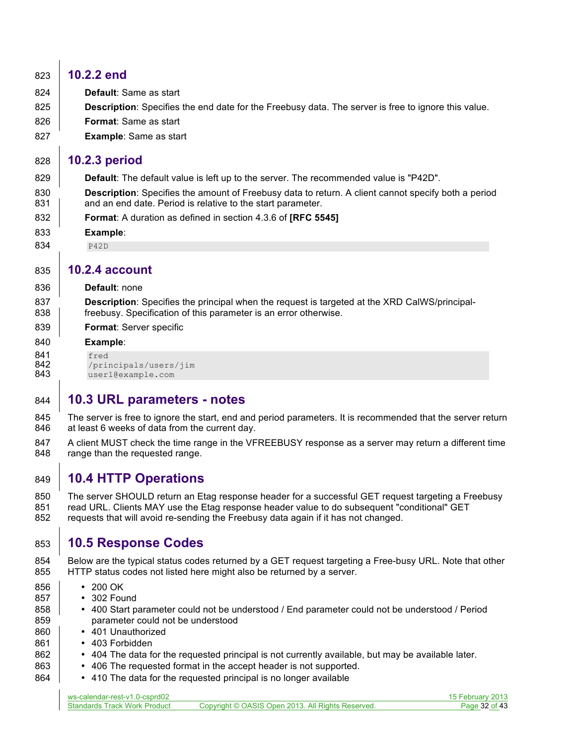### 10.2.2 end

**Default**: Same as start

**Description**: Specifies the end date for the Freebusy data. The server is free to ignore this value.

**Format**: Same as start

**Example**: Same as start

### 10.2.3 period

**Default**: The default value is left up to the server. The recommended value is "P42D".

**Description**: Specifies the amount of Freebusy data to return. A client cannot specify both a period and an end date. Period is relative to the start parameter.

**Format**: A duration as defined in section 4.3.6 of **[RFC 5545]**

**Example**:

```
P42D
```

### 10.2.4 account

**Default**: none

**Description**: Specifies the principal when the request is targeted at the XRD CalWS/principal-freebusy. Specification of this parameter is an error otherwise.

**Format**: Server specific

**Example**:

```
fred
/principals/users/jim
user1@example.com
```

## 10.3 URL parameters - notes

The server is free to ignore the start, end and period parameters. It is recommended that the server return at least 6 weeks of data from the current day.

A client MUST check the time range in the VFREEBUSY response as a server may return a different time range than the requested range.

## 10.4 HTTP Operations

The server SHOULD return an Etag response header for a successful GET request targeting a Freebusy read URL. Clients MAY use the Etag response header value to do subsequent "conditional" GET requests that will avoid re-sending the Freebusy data again if it has not changed.

## 10.5 Response Codes

Below are the typical status codes returned by a GET request targeting a Free-busy URL. Note that other HTTP status codes not listed here might also be returned by a server.

- 200 OK
- 302 Found
- 400 Start parameter could not be understood / End parameter could not be understood / Period parameter could not be understood
- 401 Unauthorized
- 403 Forbidden
- 404 The data for the requested principal is not currently available, but may be available later.
- 406 The requested format in the accept header is not supported.
- 410 The data for the requested principal is no longer available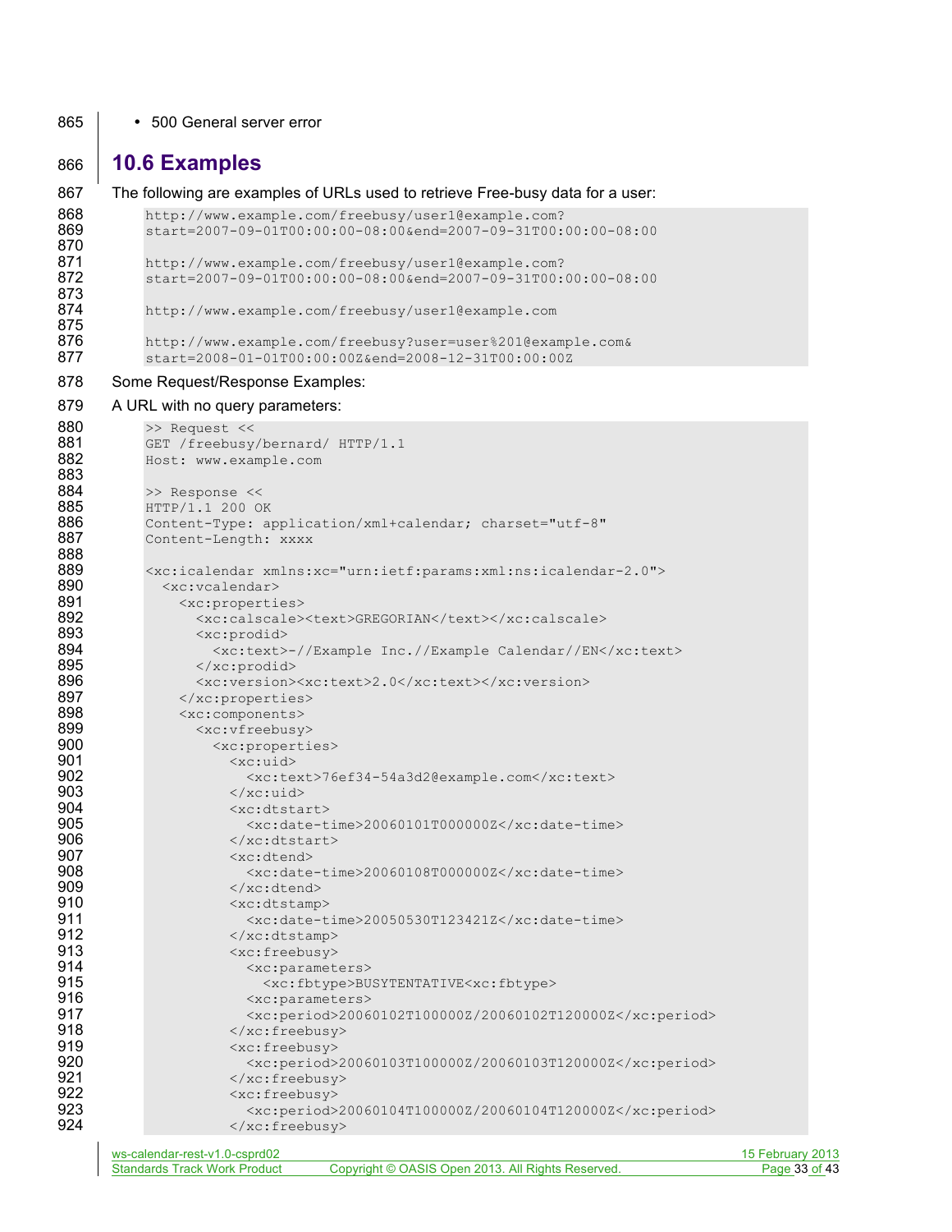- 500 General server error

## 10.6 Examples

The following are examples of URLs used to retrieve Free-busy data for a user:

```
http://www.example.com/freebusy/user1@example.com?
start=2007-09-01T00:00:00-08:00&end=2007-09-31T00:00:00-08:00

http://www.example.com/freebusy/user1@example.com?
start=2007-09-01T00:00:00-08:00&end=2007-09-31T00:00:00-08:00

http://www.example.com/freebusy/user1@example.com

http://www.example.com/freebusy?user=user%201@example.com&
start=2008-01-01T00:00:00Z&end=2008-12-31T00:00:00Z
```

Some Request/Response Examples:

A URL with no query parameters:

```
>> Request <<
GET /freebusy/bernard/ HTTP/1.1
Host: www.example.com

>> Response <<
HTTP/1.1 200 OK
Content-Type: application/xml+calendar; charset="utf-8"
Content-Length: xxxx

<xc:icalendar xmlns:xc="urn:ietf:params:xml:ns:icalendar-2.0">
  <xc:vcalendar>
    <xc:properties>
      <xc:calscale><text>GREGORIAN</text></xc:calscale>
      <xc:prodid>
        <xc:text>-//Example Inc.//Example Calendar//EN</xc:text>
      </xc:prodid>
      <xc:version><xc:text>2.0</xc:text></xc:version>
    </xc:properties>
    <xc:components>
      <xc:vfreebusy>
        <xc:properties>
          <xc:uid>
            <xc:text>76ef34-54a3d2@example.com</xc:text>
          </xc:uid>
          <xc:dtstart>
            <xc:date-time>20060101T000000Z</xc:date-time>
          </xc:dtstart>
          <xc:dtend>
            <xc:date-time>20060108T000000Z</xc:date-time>
          </xc:dtend>
          <xc:dtstamp>
            <xc:date-time>20050530T123421Z</xc:date-time>
          </xc:dtstamp>
          <xc:freebusy>
            <xc:parameters>
              <xc:fbtype>BUSYTENTATIVE<xc:fbtype>
            <xc:parameters>
            <xc:period>20060102T100000Z/20060102T120000Z</xc:period>
          </xc:freebusy>
          <xc:freebusy>
            <xc:period>20060103T100000Z/20060103T120000Z</xc:period>
          </xc:freebusy>
          <xc:freebusy>
            <xc:period>20060104T100000Z/20060104T120000Z</xc:period>
          </xc:freebusy>
```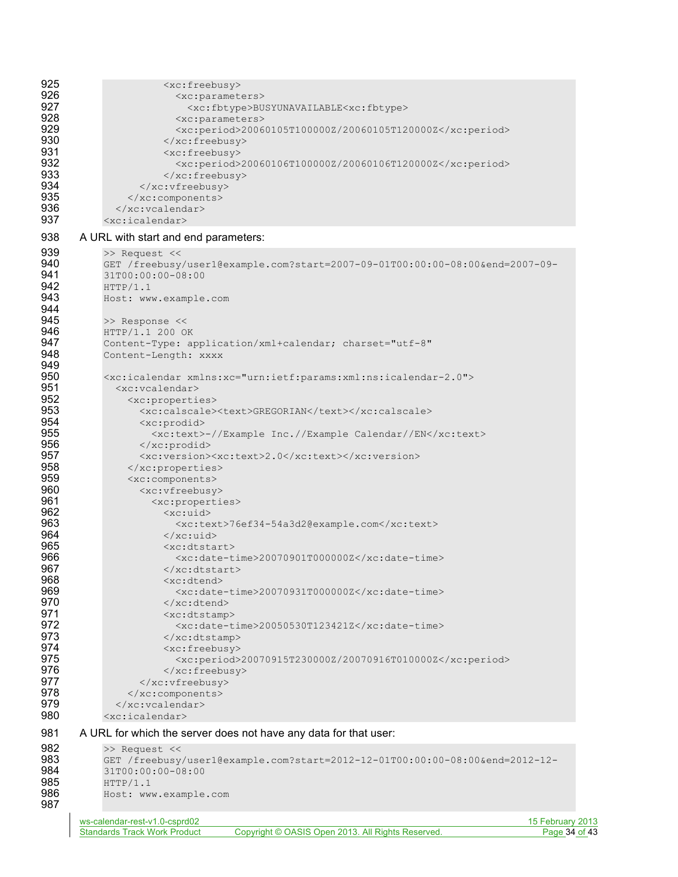```
            <xc:freebusy>
              <xc:parameters>
                <xc:fbtype>BUSYUNAVAILABLE<xc:fbtype>
              <xc:parameters>
              <xc:period>20060105T100000Z/20060105T120000Z</xc:period>
            </xc:freebusy>
            <xc:freebusy>
              <xc:period>20060106T100000Z/20060106T120000Z</xc:period>
            </xc:freebusy>
        </xc:vfreebusy>
      </xc:components>
    </xc:vcalendar>
<xc:icalendar>
```

A URL with start and end parameters:

```
>> Request <<
GET /freebusy/user1@example.com?start=2007-09-01T00:00:00-08:00&end=2007-09-
31T00:00:00-08:00
HTTP/1.1
Host: www.example.com

>> Response <<
HTTP/1.1 200 OK
Content-Type: application/xml+calendar; charset="utf-8"
Content-Length: xxxx

<xc:icalendar xmlns:xc="urn:ietf:params:xml:ns:icalendar-2.0">
  <xc:vcalendar>
    <xc:properties>
      <xc:calscale><text>GREGORIAN</text></xc:calscale>
      <xc:prodid>
        <xc:text>-//Example Inc.//Example Calendar//EN</xc:text>
      </xc:prodid>
      <xc:version><xc:text>2.0</xc:text></xc:version>
    </xc:properties>
    <xc:components>
      <xc:vfreebusy>
        <xc:properties>
          <xc:uid>
            <xc:text>76ef34-54a3d2@example.com</xc:text>
          </xc:uid>
          <xc:dtstart>
            <xc:date-time>20070901T000000Z</xc:date-time>
          </xc:dtstart>
          <xc:dtend>
            <xc:date-time>20070931T000000Z</xc:date-time>
          </xc:dtend>
          <xc:dtstamp>
            <xc:date-time>20050530T123421Z</xc:date-time>
          </xc:dtstamp>
          <xc:freebusy>
            <xc:period>20070915T230000Z/20070916T010000Z</xc:period>
          </xc:freebusy>
      </xc:vfreebusy>
    </xc:components>
  </xc:vcalendar>
<xc:icalendar>
```

A URL for which the server does not have any data for that user:

```
>> Request <<
GET /freebusy/user1@example.com?start=2012-12-01T00:00:00-08:00&end=2012-12-
31T00:00:00-08:00
HTTP/1.1
Host: www.example.com

```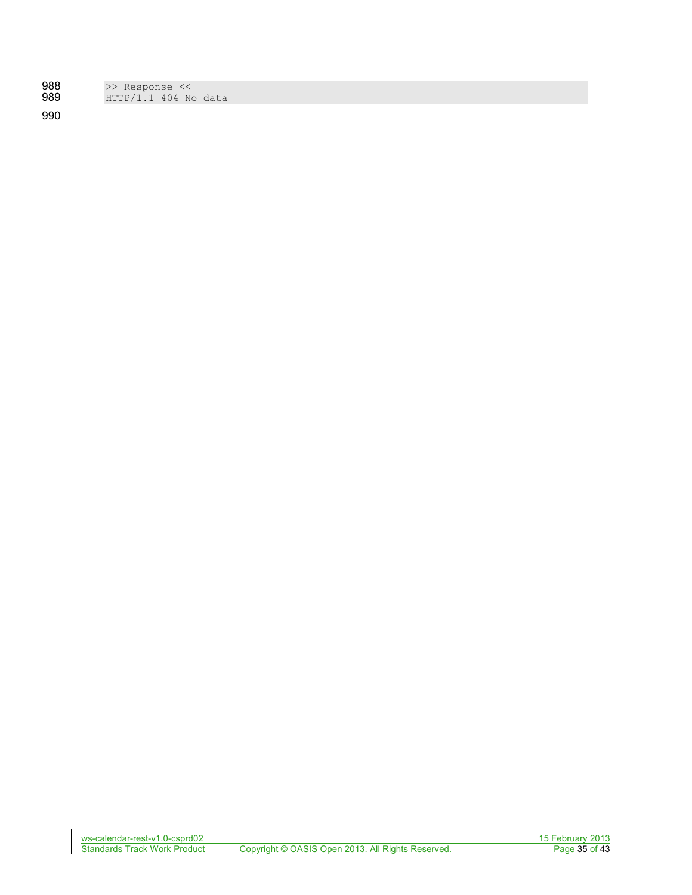```
>> Response <<
HTTP/1.1 404 No data
```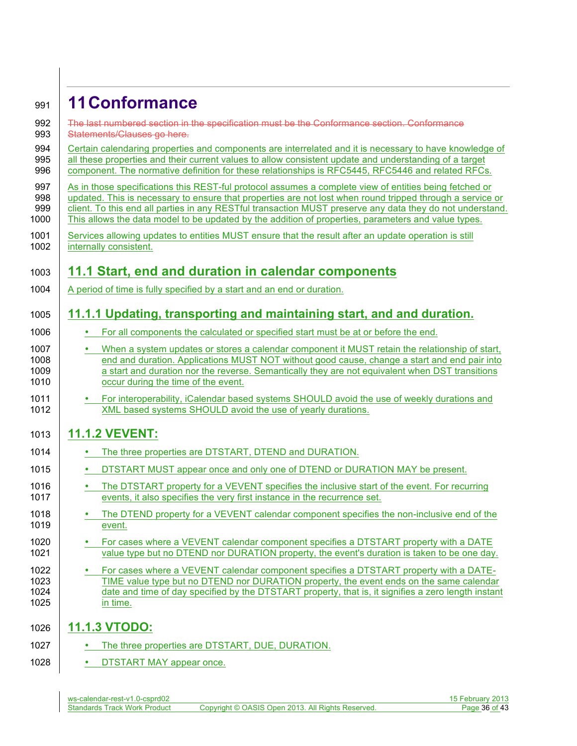# 11 Conformance

~~The last numbered section in the specification must be the Conformance section. Conformance Statements/Clauses go here.~~

Certain calendaring properties and components are interrelated and it is necessary to have knowledge of all these properties and their current values to allow consistent update and understanding of a target component. The normative definition for these relationships is RFC5445, RFC5446 and related RFCs.

As in those specifications this REST-ful protocol assumes a complete view of entities being fetched or updated. This is necessary to ensure that properties are not lost when round tripped through a service or client. To this end all parties in any RESTful transaction MUST preserve any data they do not understand. This allows the data model to be updated by the addition of properties, parameters and value types.

Services allowing updates to entities MUST ensure that the result after an update operation is still internally consistent.

## 11.1 Start, end and duration in calendar components

A period of time is fully specified by a start and an end or duration.

### 11.1.1 Updating, transporting and maintaining start, and and duration.

- For all components the calculated or specified start must be at or before the end.
- When a system updates or stores a calendar component it MUST retain the relationship of start, end and duration. Applications MUST NOT without good cause, change a start and end pair into a start and duration nor the reverse. Semantically they are not equivalent when DST transitions occur during the time of the event.
- For interoperability, iCalendar based systems SHOULD avoid the use of weekly durations and XML based systems SHOULD avoid the use of yearly durations.

### 11.1.2 VEVENT:

- The three properties are DTSTART, DTEND and DURATION.
- DTSTART MUST appear once and only one of DTEND or DURATION MAY be present.
- The DTSTART property for a VEVENT specifies the inclusive start of the event. For recurring events, it also specifies the very first instance in the recurrence set.
- The DTEND property for a VEVENT calendar component specifies the non-inclusive end of the event.
- For cases where a VEVENT calendar component specifies a DTSTART property with a DATE value type but no DTEND nor DURATION property, the event's duration is taken to be one day.
- For cases where a VEVENT calendar component specifies a DTSTART property with a DATE-TIME value type but no DTEND nor DURATION property, the event ends on the same calendar date and time of day specified by the DTSTART property, that is, it signifies a zero length instant in time.

### 11.1.3 VTODO:

- The three properties are DTSTART, DUE, DURATION.
- DTSTART MAY appear once.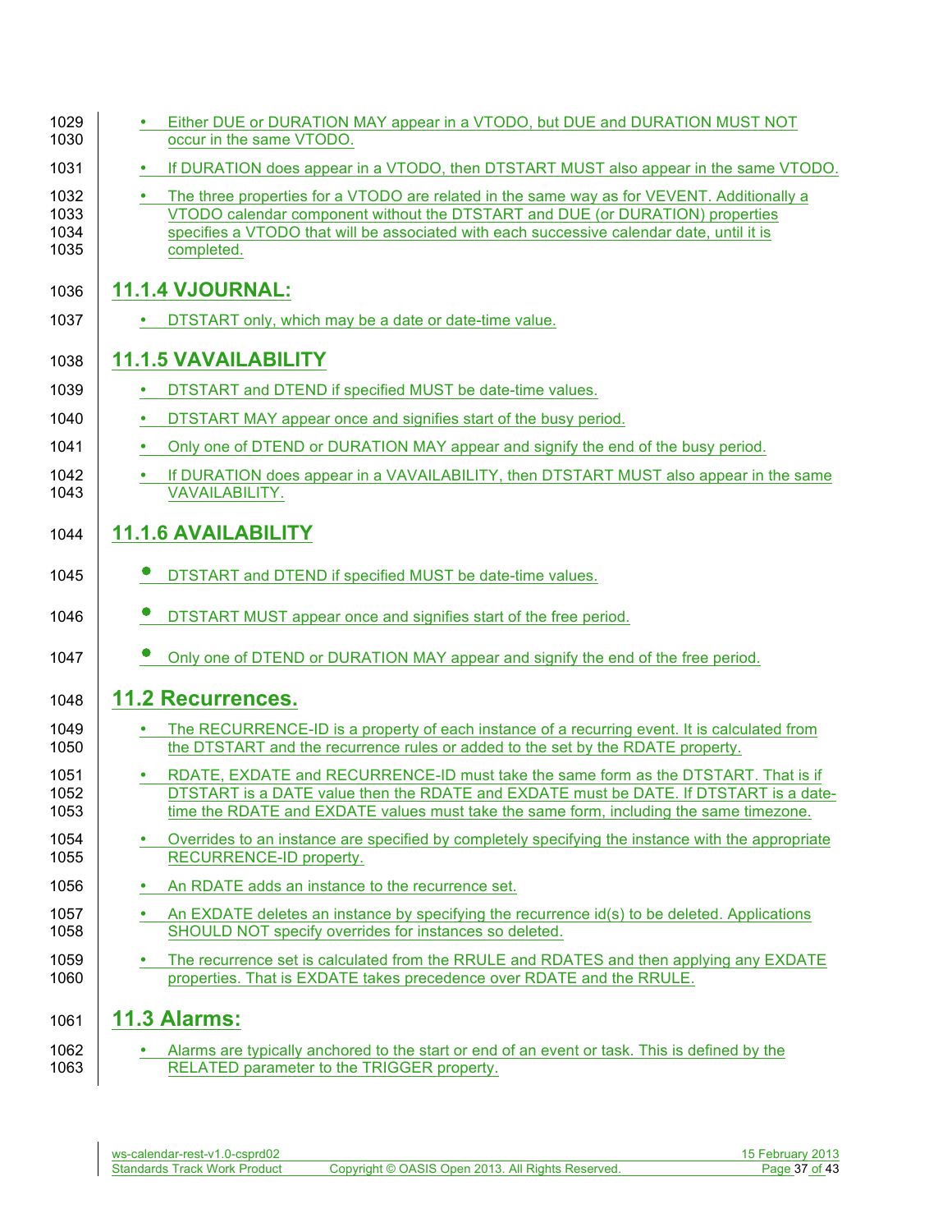- Either DUE or DURATION MAY appear in a VTODO, but DUE and DURATION MUST NOT occur in the same VTODO.
- If DURATION does appear in a VTODO, then DTSTART MUST also appear in the same VTODO.
- The three properties for a VTODO are related in the same way as for VEVENT. Additionally a VTODO calendar component without the DTSTART and DUE (or DURATION) properties specifies a VTODO that will be associated with each successive calendar date, until it is completed.

### 11.1.4 VJOURNAL:

- DTSTART only, which may be a date or date-time value.

### 11.1.5 VAVAILABILITY

- DTSTART and DTEND if specified MUST be date-time values.
- DTSTART MAY appear once and signifies start of the busy period.
- Only one of DTEND or DURATION MAY appear and signify the end of the busy period.
- If DURATION does appear in a VAVAILABILITY, then DTSTART MUST also appear in the same VAVAILABILITY.

### 11.1.6 AVAILABILITY

- DTSTART and DTEND if specified MUST be date-time values.
- DTSTART MUST appear once and signifies start of the free period.
- Only one of DTEND or DURATION MAY appear and signify the end of the free period.

## 11.2 Recurrences.

- The RECURRENCE-ID is a property of each instance of a recurring event. It is calculated from the DTSTART and the recurrence rules or added to the set by the RDATE property.
- RDATE, EXDATE and RECURRENCE-ID must take the same form as the DTSTART. That is if DTSTART is a DATE value then the RDATE and EXDATE must be DATE. If DTSTART is a date-time the RDATE and EXDATE values must take the same form, including the same timezone.
- Overrides to an instance are specified by completely specifying the instance with the appropriate RECURRENCE-ID property.
- An RDATE adds an instance to the recurrence set.
- An EXDATE deletes an instance by specifying the recurrence id(s) to be deleted. Applications SHOULD NOT specify overrides for instances so deleted.
- The recurrence set is calculated from the RRULE and RDATES and then applying any EXDATE properties. That is EXDATE takes precedence over RDATE and the RRULE.

## 11.3 Alarms:

- Alarms are typically anchored to the start or end of an event or task. This is defined by the RELATED parameter to the TRIGGER property.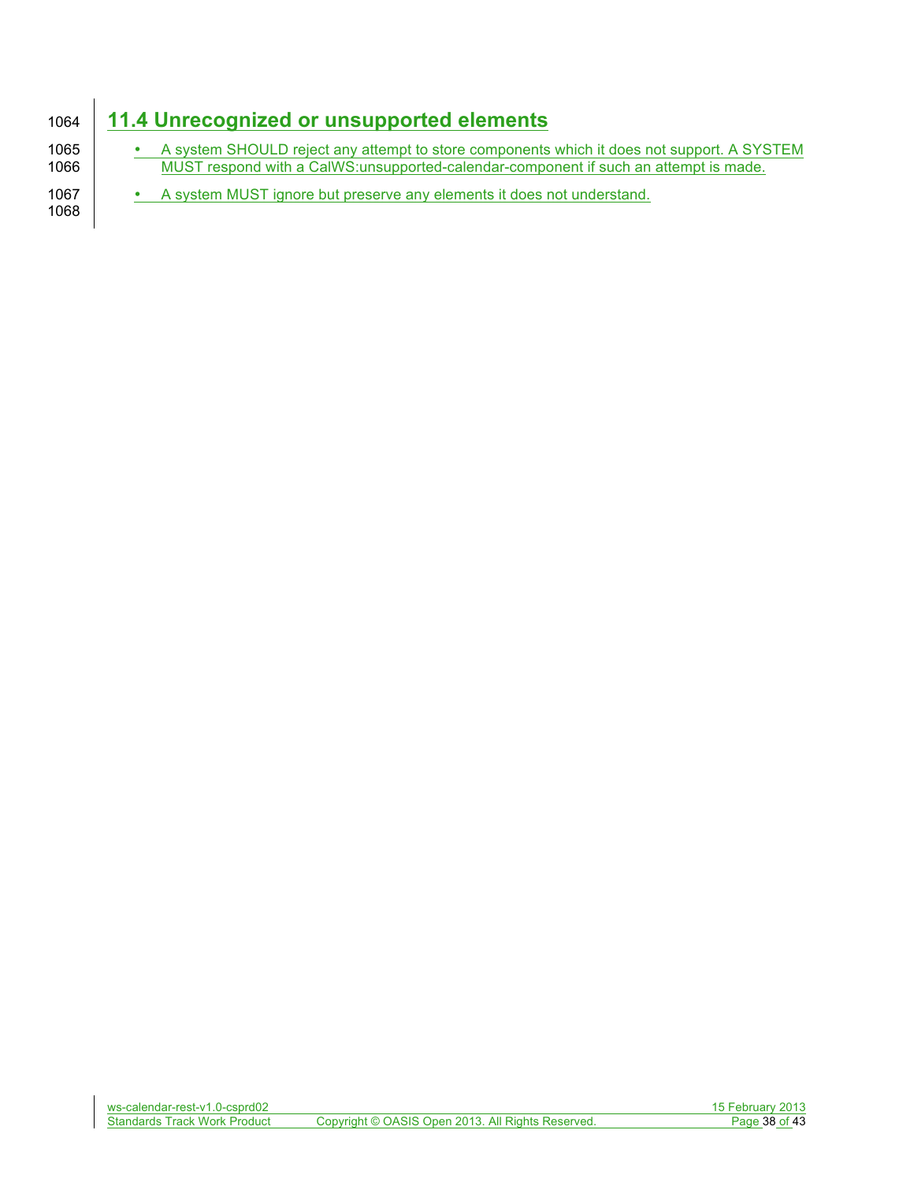## 11.4 Unrecognized or unsupported elements

- A system SHOULD reject any attempt to store components which it does not support. A SYSTEM MUST respond with a CalWS:unsupported-calendar-component if such an attempt is made.
- A system MUST ignore but preserve any elements it does not understand.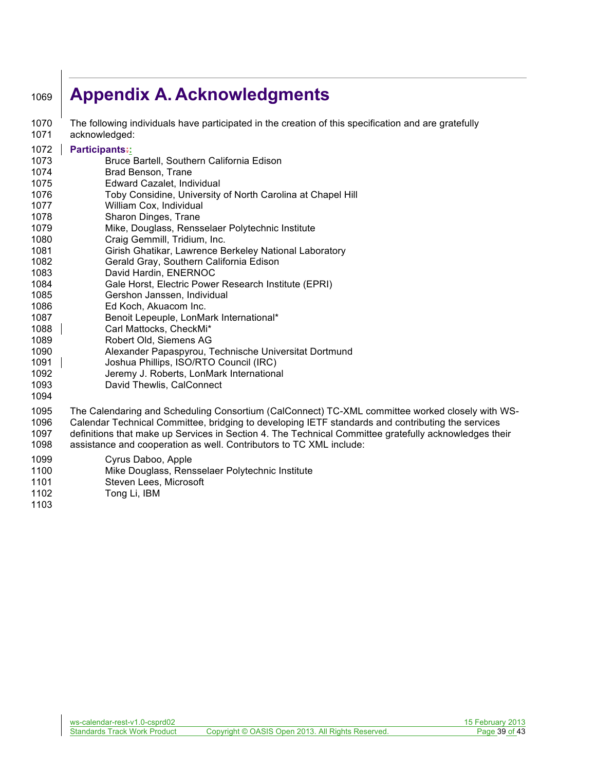# Appendix A. Acknowledgments

The following individuals have participated in the creation of this specification and are gratefully acknowledged:

**Participants:**

- Bruce Bartell, Southern California Edison
- Brad Benson, Trane
- Edward Cazalet, Individual
- Toby Considine, University of North Carolina at Chapel Hill
- William Cox, Individual
- Sharon Dinges, Trane
- Mike, Douglass, Rensselaer Polytechnic Institute
- Craig Gemmill, Tridium, Inc.
- Girish Ghatikar, Lawrence Berkeley National Laboratory
- Gerald Gray, Southern California Edison
- David Hardin, ENERNOC
- Gale Horst, Electric Power Research Institute (EPRI)
- Gershon Janssen, Individual
- Ed Koch, Akuacom Inc.
- Benoit Lepeuple, LonMark International*
- Carl Mattocks, CheckMi*
- Robert Old, Siemens AG
- Alexander Papaspyrou, Technische Universitat Dortmund
- Joshua Phillips, ISO/RTO Council (IRC)
- Jeremy J. Roberts, LonMark International
- David Thewlis, CalConnect

The Calendaring and Scheduling Consortium (CalConnect) TC-XML committee worked closely with WS-Calendar Technical Committee, bridging to developing IETF standards and contributing the services definitions that make up Services in Section 4. The Technical Committee gratefully acknowledges their assistance and cooperation as well. Contributors to TC XML include:

- Cyrus Daboo, Apple
- Mike Douglass, Rensselaer Polytechnic Institute
- Steven Lees, Microsoft
- Tong Li, IBM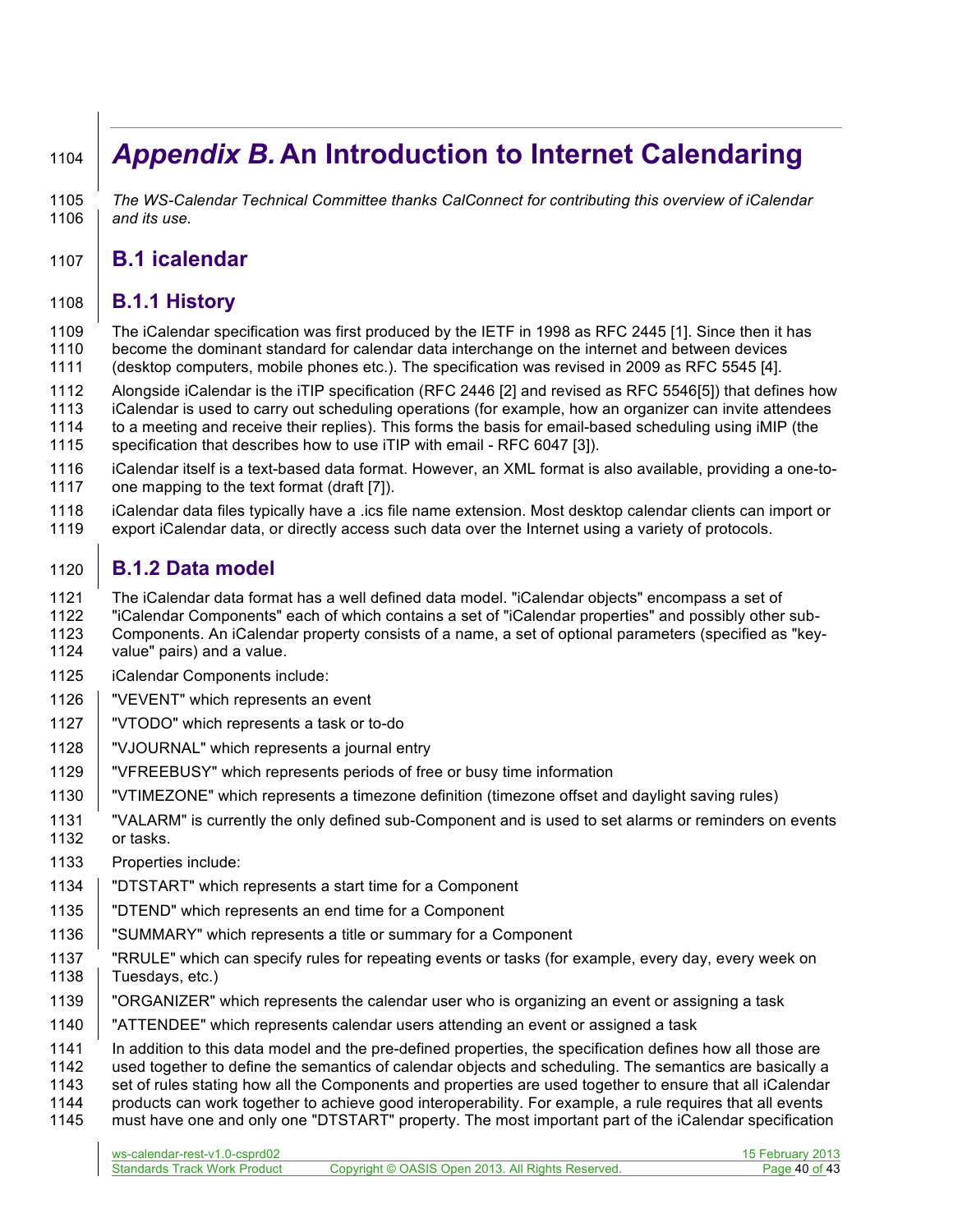# *Appendix B.* An Introduction to Internet Calendaring

*The WS-Calendar Technical Committee thanks CalConnect for contributing this overview of iCalendar and its use.*

## B.1 icalendar

### B.1.1 History

The iCalendar specification was first produced by the IETF in 1998 as RFC 2445 [1]. Since then it has become the dominant standard for calendar data interchange on the internet and between devices (desktop computers, mobile phones etc.). The specification was revised in 2009 as RFC 5545 [4].

Alongside iCalendar is the iTIP specification (RFC 2446 [2] and revised as RFC 5546[5]) that defines how iCalendar is used to carry out scheduling operations (for example, how an organizer can invite attendees to a meeting and receive their replies). This forms the basis for email-based scheduling using iMIP (the specification that describes how to use iTIP with email - RFC 6047 [3]).

iCalendar itself is a text-based data format. However, an XML format is also available, providing a one-to-one mapping to the text format (draft [7]).

iCalendar data files typically have a .ics file name extension. Most desktop calendar clients can import or export iCalendar data, or directly access such data over the Internet using a variety of protocols.

### B.1.2 Data model

The iCalendar data format has a well defined data model. "iCalendar objects" encompass a set of "iCalendar Components" each of which contains a set of "iCalendar properties" and possibly other sub-Components. An iCalendar property consists of a name, a set of optional parameters (specified as "key-value" pairs) and a value.

iCalendar Components include:

"VEVENT" which represents an event

"VTODO" which represents a task or to-do

"VJOURNAL" which represents a journal entry

"VFREEBUSY" which represents periods of free or busy time information

"VTIMEZONE" which represents a timezone definition (timezone offset and daylight saving rules)

"VALARM" is currently the only defined sub-Component and is used to set alarms or reminders on events or tasks.

Properties include:

"DTSTART" which represents a start time for a Component

"DTEND" which represents an end time for a Component

"SUMMARY" which represents a title or summary for a Component

"RRULE" which can specify rules for repeating events or tasks (for example, every day, every week on Tuesdays, etc.)

"ORGANIZER" which represents the calendar user who is organizing an event or assigning a task

"ATTENDEE" which represents calendar users attending an event or assigned a task

In addition to this data model and the pre-defined properties, the specification defines how all those are used together to define the semantics of calendar objects and scheduling. The semantics are basically a set of rules stating how all the Components and properties are used together to ensure that all iCalendar products can work together to achieve good interoperability. For example, a rule requires that all events must have one and only one "DTSTART" property. The most important part of the iCalendar specification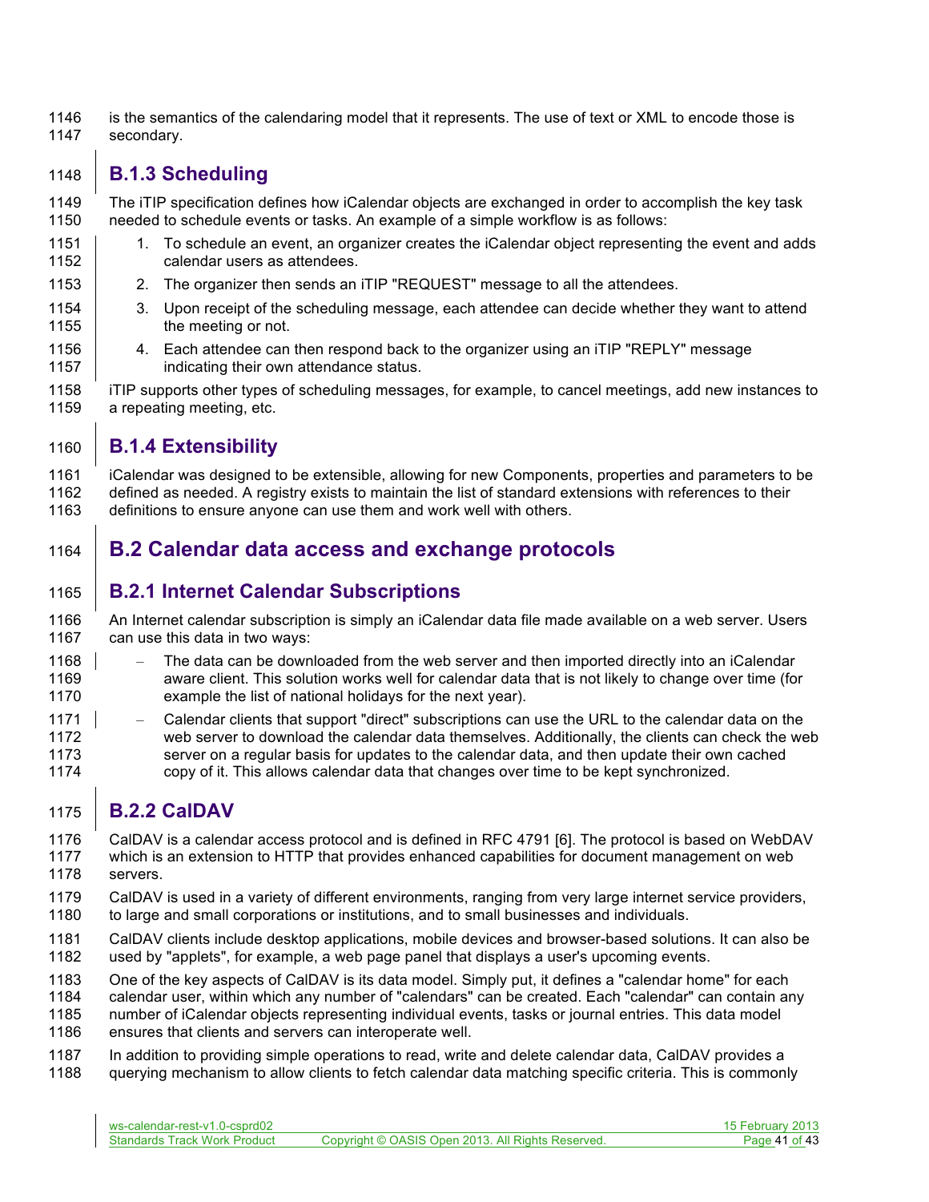is the semantics of the calendaring model that it represents. The use of text or XML to encode those is secondary.

### B.1.3 Scheduling

The iTIP specification defines how iCalendar objects are exchanged in order to accomplish the key task needed to schedule events or tasks. An example of a simple workflow is as follows:

1. To schedule an event, an organizer creates the iCalendar object representing the event and adds calendar users as attendees.
2. The organizer then sends an iTIP "REQUEST" message to all the attendees.
3. Upon receipt of the scheduling message, each attendee can decide whether they want to attend the meeting or not.
4. Each attendee can then respond back to the organizer using an iTIP "REPLY" message indicating their own attendance status.

iTIP supports other types of scheduling messages, for example, to cancel meetings, add new instances to a repeating meeting, etc.

### B.1.4 Extensibility

iCalendar was designed to be extensible, allowing for new Components, properties and parameters to be defined as needed. A registry exists to maintain the list of standard extensions with references to their definitions to ensure anyone can use them and work well with others.

## B.2 Calendar data access and exchange protocols

### B.2.1 Internet Calendar Subscriptions

An Internet calendar subscription is simply an iCalendar data file made available on a web server. Users can use this data in two ways:

- The data can be downloaded from the web server and then imported directly into an iCalendar aware client. This solution works well for calendar data that is not likely to change over time (for example the list of national holidays for the next year).
- Calendar clients that support "direct" subscriptions can use the URL to the calendar data on the web server to download the calendar data themselves. Additionally, the clients can check the web server on a regular basis for updates to the calendar data, and then update their own cached copy of it. This allows calendar data that changes over time to be kept synchronized.

### B.2.2 CalDAV

CalDAV is a calendar access protocol and is defined in RFC 4791 [6]. The protocol is based on WebDAV which is an extension to HTTP that provides enhanced capabilities for document management on web servers.

CalDAV is used in a variety of different environments, ranging from very large internet service providers, to large and small corporations or institutions, and to small businesses and individuals.

CalDAV clients include desktop applications, mobile devices and browser-based solutions. It can also be used by "applets", for example, a web page panel that displays a user's upcoming events.

One of the key aspects of CalDAV is its data model. Simply put, it defines a "calendar home" for each calendar user, within which any number of "calendars" can be created. Each "calendar" can contain any number of iCalendar objects representing individual events, tasks or journal entries. This data model ensures that clients and servers can interoperate well.

In addition to providing simple operations to read, write and delete calendar data, CalDAV provides a querying mechanism to allow clients to fetch calendar data matching specific criteria. This is commonly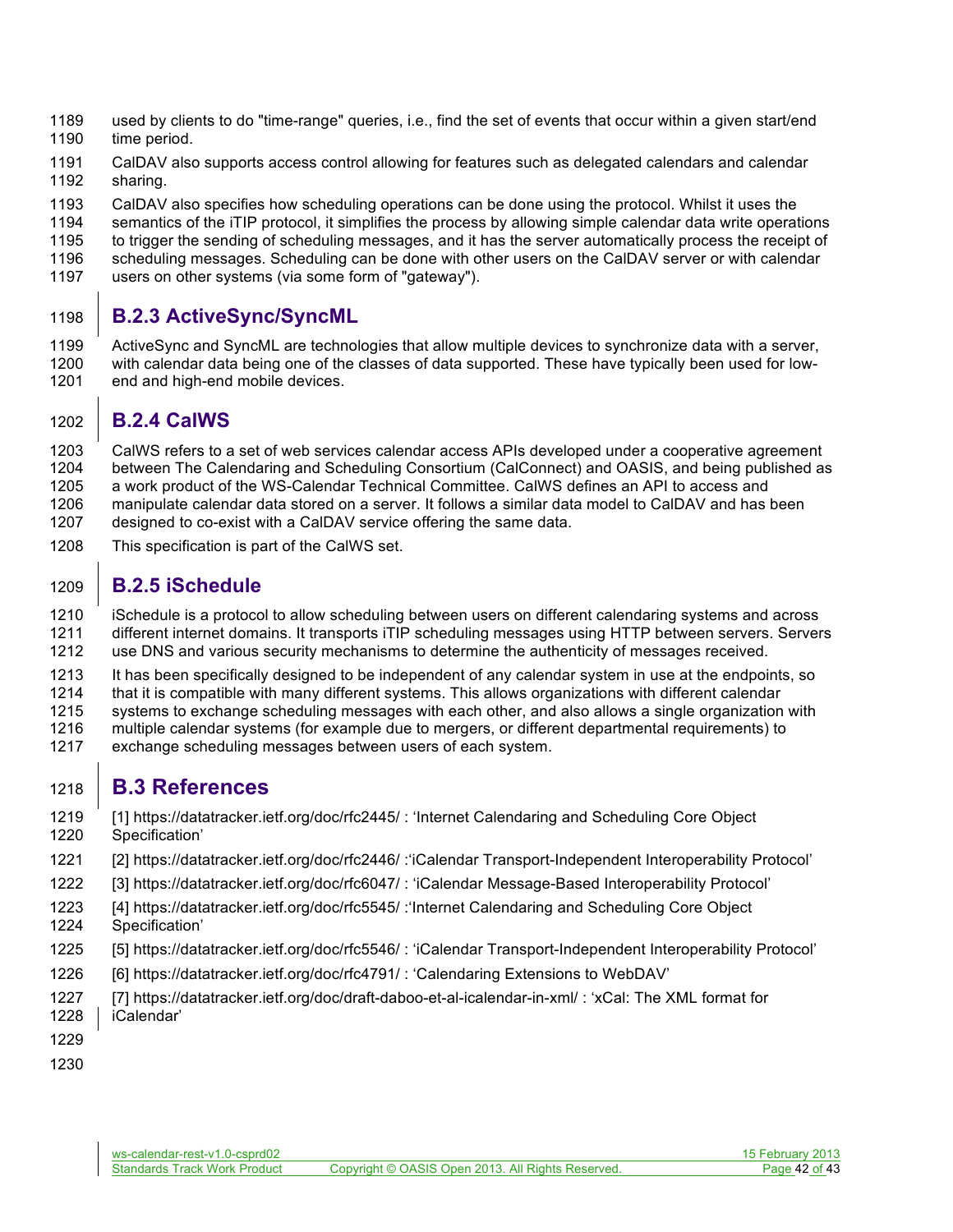used by clients to do "time-range" queries, i.e., find the set of events that occur within a given start/end time period.

CalDAV also supports access control allowing for features such as delegated calendars and calendar sharing.

CalDAV also specifies how scheduling operations can be done using the protocol. Whilst it uses the semantics of the iTIP protocol, it simplifies the process by allowing simple calendar data write operations to trigger the sending of scheduling messages, and it has the server automatically process the receipt of scheduling messages. Scheduling can be done with other users on the CalDAV server or with calendar users on other systems (via some form of "gateway").

### B.2.3 ActiveSync/SyncML

ActiveSync and SyncML are technologies that allow multiple devices to synchronize data with a server, with calendar data being one of the classes of data supported. These have typically been used for low-end and high-end mobile devices.

### B.2.4 CalWS

CalWS refers to a set of web services calendar access APIs developed under a cooperative agreement between The Calendaring and Scheduling Consortium (CalConnect) and OASIS, and being published as a work product of the WS-Calendar Technical Committee. CalWS defines an API to access and manipulate calendar data stored on a server. It follows a similar data model to CalDAV and has been designed to co-exist with a CalDAV service offering the same data.

This specification is part of the CalWS set.

### B.2.5 iSchedule

iSchedule is a protocol to allow scheduling between users on different calendaring systems and across different internet domains. It transports iTIP scheduling messages using HTTP between servers. Servers use DNS and various security mechanisms to determine the authenticity of messages received.

It has been specifically designed to be independent of any calendar system in use at the endpoints, so that it is compatible with many different systems. This allows organizations with different calendar systems to exchange scheduling messages with each other, and also allows a single organization with multiple calendar systems (for example due to mergers, or different departmental requirements) to exchange scheduling messages between users of each system.

## B.3 References

[1] https://datatracker.ietf.org/doc/rfc2445/ : 'Internet Calendaring and Scheduling Core Object Specification'

[2] https://datatracker.ietf.org/doc/rfc2446/ :'iCalendar Transport-Independent Interoperability Protocol'

[3] https://datatracker.ietf.org/doc/rfc6047/ : 'iCalendar Message-Based Interoperability Protocol'

[4] https://datatracker.ietf.org/doc/rfc5545/ :'Internet Calendaring and Scheduling Core Object Specification'

[5] https://datatracker.ietf.org/doc/rfc5546/ : 'iCalendar Transport-Independent Interoperability Protocol'

[6] https://datatracker.ietf.org/doc/rfc4791/ : 'Calendaring Extensions to WebDAV'

[7] https://datatracker.ietf.org/doc/draft-daboo-et-al-icalendar-in-xml/ : 'xCal: The XML format for iCalendar'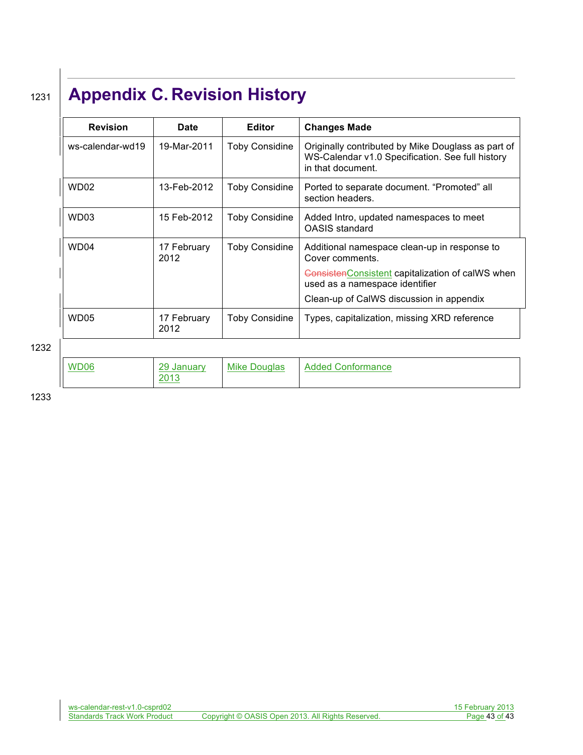# Appendix C. Revision History

| Revision | Date | Editor | Changes Made |
|---|---|---|---|
| ws-calendar-wd19 | 19-Mar-2011 | Toby Considine | Originally contributed by Mike Douglass as part of WS-Calendar v1.0 Specification. See full history in that document. |
| WD02 | 13-Feb-2012 | Toby Considine | Ported to separate document. “Promoted” all section headers. |
| WD03 | 15 Feb-2012 | Toby Considine | Added Intro, updated namespaces to meet OASIS standard |
| WD04 | 17 February 2012 | Toby Considine | Additional namespace clean-up in response to Cover comments. ConsistenConsistent capitalization of calWS when used as a namespace identifier Clean-up of CalWS discussion in appendix |
| WD05 | 17 February 2012 | Toby Considine | Types, capitalization, missing XRD reference |
| WD06 | 29 January 2013 | Mike Douglas | Added Conformance |